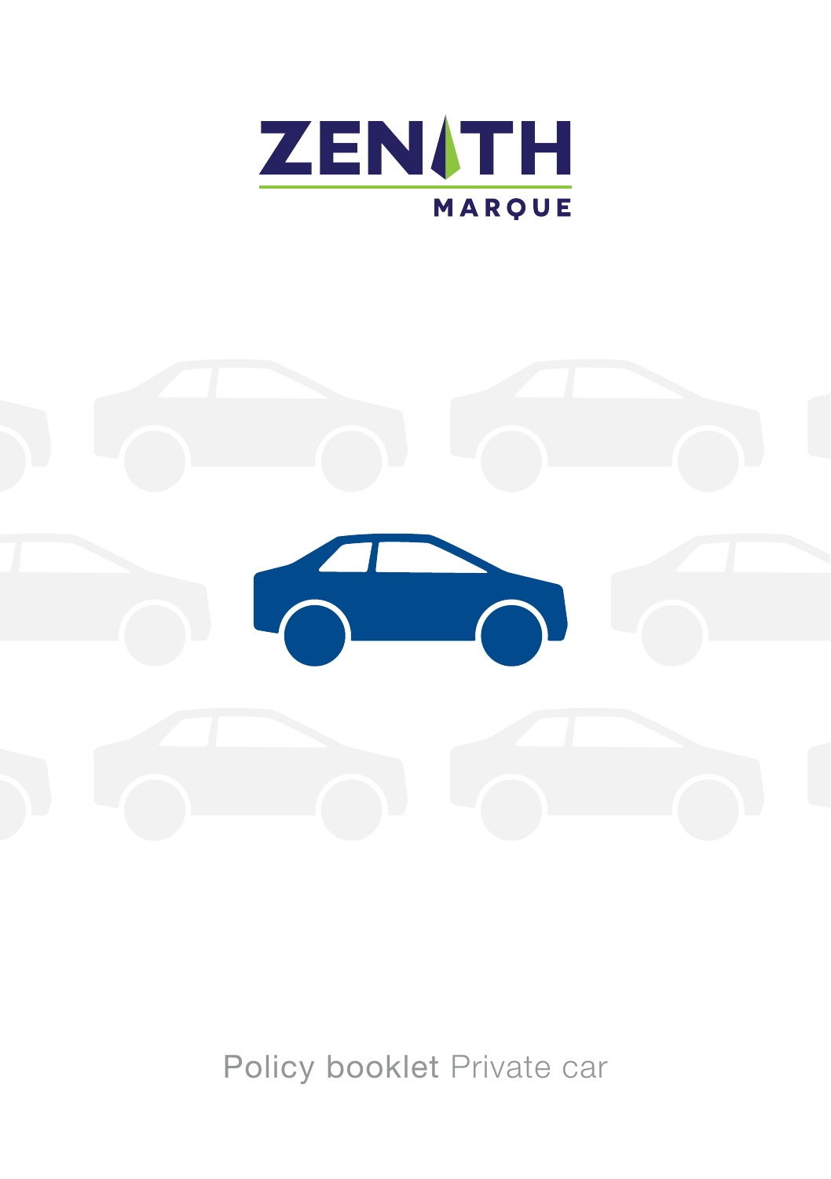ZENITH

MARQUE

Policy booklet Private car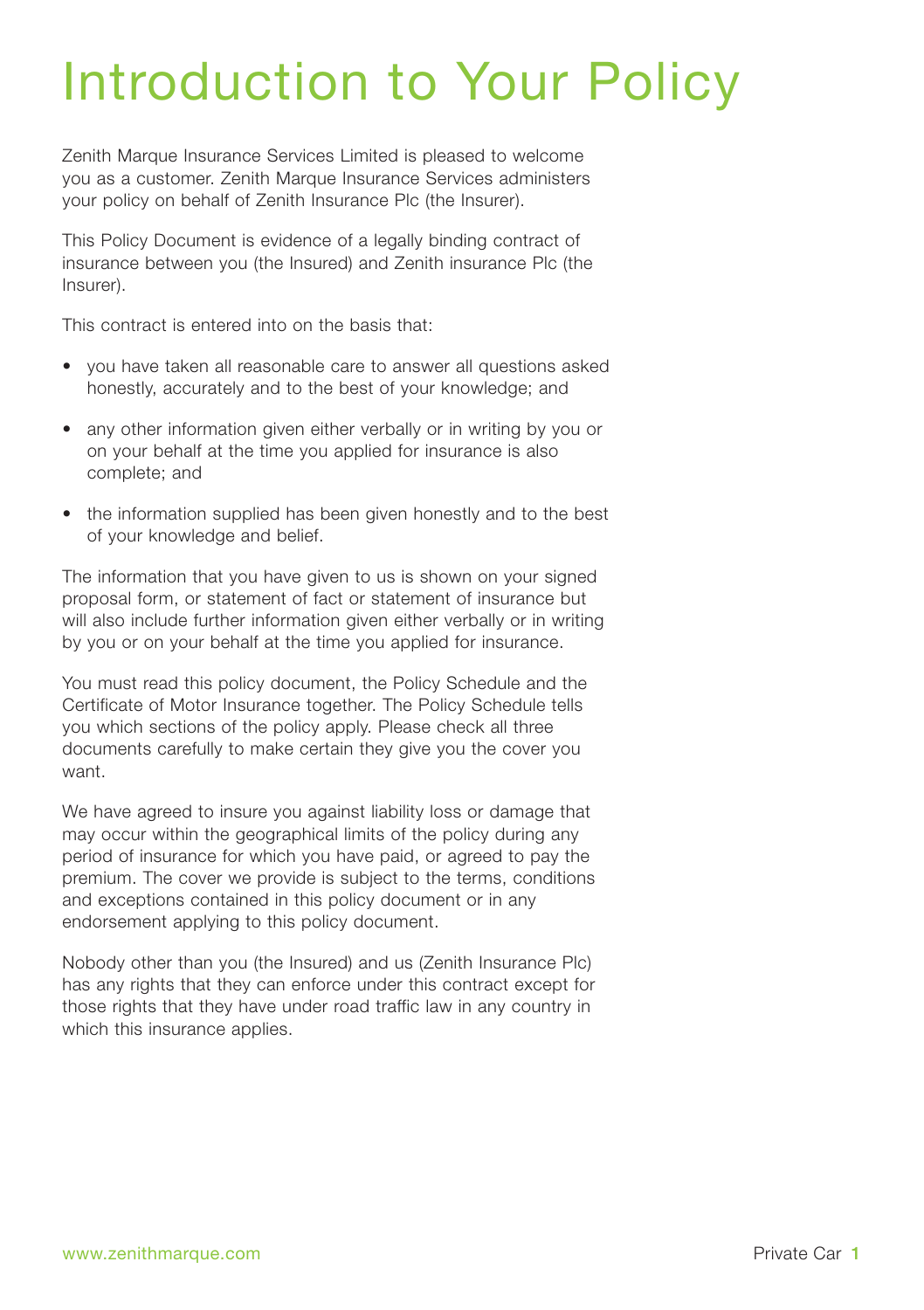# Introduction to Your Policy

Zenith Marque Insurance Services Limited is pleased to welcome you as a customer. Zenith Marque Insurance Services administers your policy on behalf of Zenith Insurance Plc (the Insurer).

This Policy Document is evidence of a legally binding contract of insurance between you (the Insured) and Zenith insurance Plc (the Insurer).

This contract is entered into on the basis that:

- you have taken all reasonable care to answer all questions asked honestly, accurately and to the best of your knowledge; and
- any other information given either verbally or in writing by you or on your behalf at the time you applied for insurance is also complete; and
- the information supplied has been given honestly and to the best of your knowledge and belief.

The information that you have given to us is shown on your signed proposal form, or statement of fact or statement of insurance but will also include further information given either verbally or in writing by you or on your behalf at the time you applied for insurance.

You must read this policy document, the Policy Schedule and the Certificate of Motor Insurance together. The Policy Schedule tells you which sections of the policy apply. Please check all three documents carefully to make certain they give you the cover you want.

We have agreed to insure you against liability loss or damage that may occur within the geographical limits of the policy during any period of insurance for which you have paid, or agreed to pay the premium. The cover we provide is subject to the terms, conditions and exceptions contained in this policy document or in any endorsement applying to this policy document.

Nobody other than you (the Insured) and us (Zenith Insurance Plc) has any rights that they can enforce under this contract except for those rights that they have under road traffic law in any country in which this insurance applies.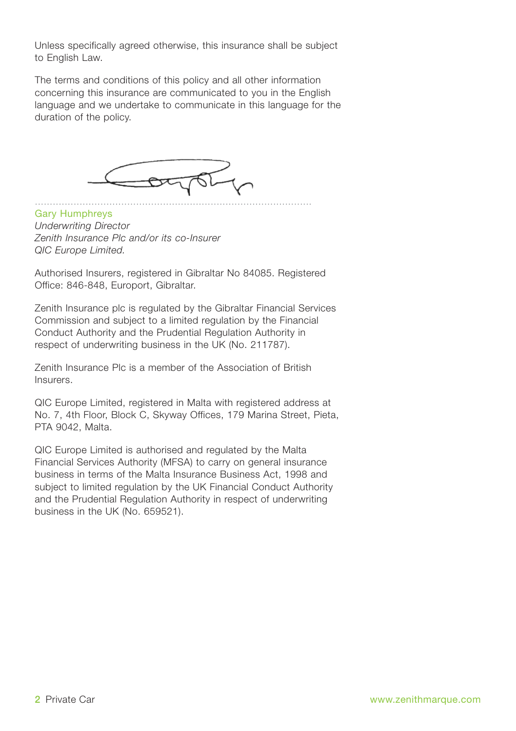Unless specifically agreed otherwise, this insurance shall be subject to English Law.

The terms and conditions of this policy and all other information concerning this insurance are communicated to you in the English language and we undertake to communicate in this language for the duration of the policy.

.......................................................................................

Gary Humphreys
*Underwriting Director*
*Zenith Insurance Plc and/or its co-Insurer*
*QIC Europe Limited.*

Authorised Insurers, registered in Gibraltar No 84085. Registered Office: 846-848, Europort, Gibraltar.

Zenith Insurance plc is regulated by the Gibraltar Financial Services Commission and subject to a limited regulation by the Financial Conduct Authority and the Prudential Regulation Authority in respect of underwriting business in the UK (No. 211787).

Zenith Insurance Plc is a member of the Association of British Insurers.

QIC Europe Limited, registered in Malta with registered address at No. 7, 4th Floor, Block C, Skyway Offices, 179 Marina Street, Pieta, PTA 9042, Malta.

QIC Europe Limited is authorised and regulated by the Malta Financial Services Authority (MFSA) to carry on general insurance business in terms of the Malta Insurance Business Act, 1998 and subject to limited regulation by the UK Financial Conduct Authority and the Prudential Regulation Authority in respect of underwriting business in the UK (No. 659521).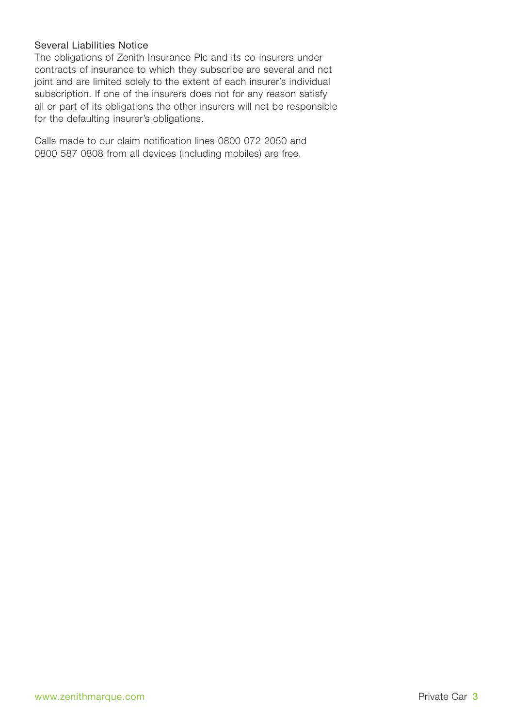### Several Liabilities Notice

The obligations of Zenith Insurance Plc and its co-insurers under contracts of insurance to which they subscribe are several and not joint and are limited solely to the extent of each insurer's individual subscription. If one of the insurers does not for any reason satisfy all or part of its obligations the other insurers will not be responsible for the defaulting insurer's obligations.

Calls made to our claim notification lines 0800 072 2050 and 0800 587 0808 from all devices (including mobiles) are free.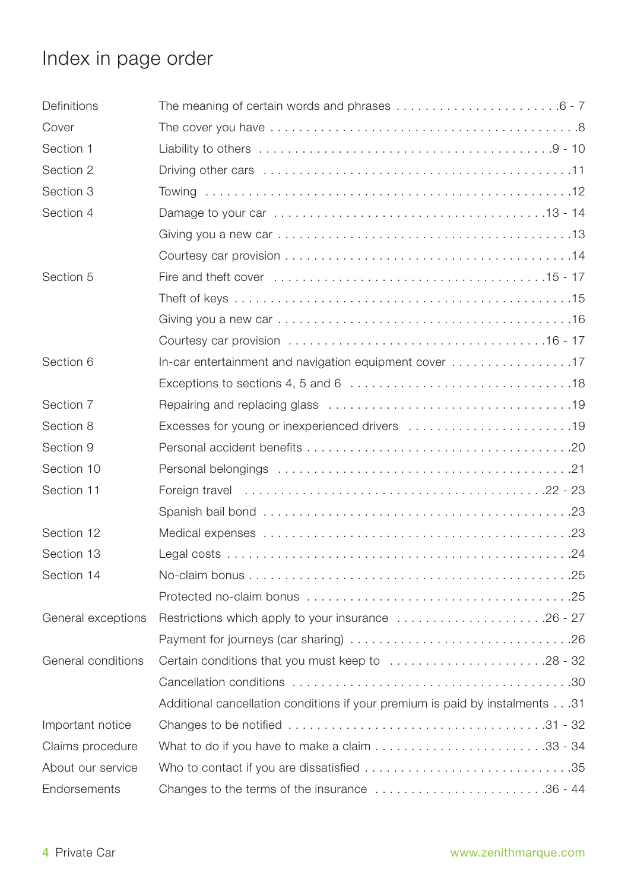# Index in page order

| | | |
|---|---|---|
| Definitions | The meaning of certain words and phrases | 6 - 7 |
| Cover | The cover you have | 8 |
| Section 1 | Liability to others | 9 - 10 |
| Section 2 | Driving other cars | 11 |
| Section 3 | Towing | 12 |
| Section 4 | Damage to your car | 13 - 14 |
| | Giving you a new car | 13 |
| | Courtesy car provision | 14 |
| Section 5 | Fire and theft cover | 15 - 17 |
| | Theft of keys | 15 |
| | Giving you a new car | 16 |
| | Courtesy car provision | 16 - 17 |
| Section 6 | In-car entertainment and navigation equipment cover | 17 |
| | Exceptions to sections 4, 5 and 6 | 18 |
| Section 7 | Repairing and replacing glass | 19 |
| Section 8 | Excesses for young or inexperienced drivers | 19 |
| Section 9 | Personal accident benefits | 20 |
| Section 10 | Personal belongings | 21 |
| Section 11 | Foreign travel | 22 - 23 |
| | Spanish bail bond | 23 |
| Section 12 | Medical expenses | 23 |
| Section 13 | Legal costs | 24 |
| Section 14 | No-claim bonus | 25 |
| | Protected no-claim bonus | 25 |
| General exceptions | Restrictions which apply to your insurance | 26 - 27 |
| | Payment for journeys (car sharing) | 26 |
| General conditions | Certain conditions that you must keep to | 28 - 32 |
| | Cancellation conditions | 30 |
| | Additional cancellation conditions if your premium is paid by instalments | 31 |
| Important notice | Changes to be notified | 31 - 32 |
| Claims procedure | What to do if you have to make a claim | 33 - 34 |
| About our service | Who to contact if you are dissatisfied | 35 |
| Endorsements | Changes to the terms of the insurance | 36 - 44 |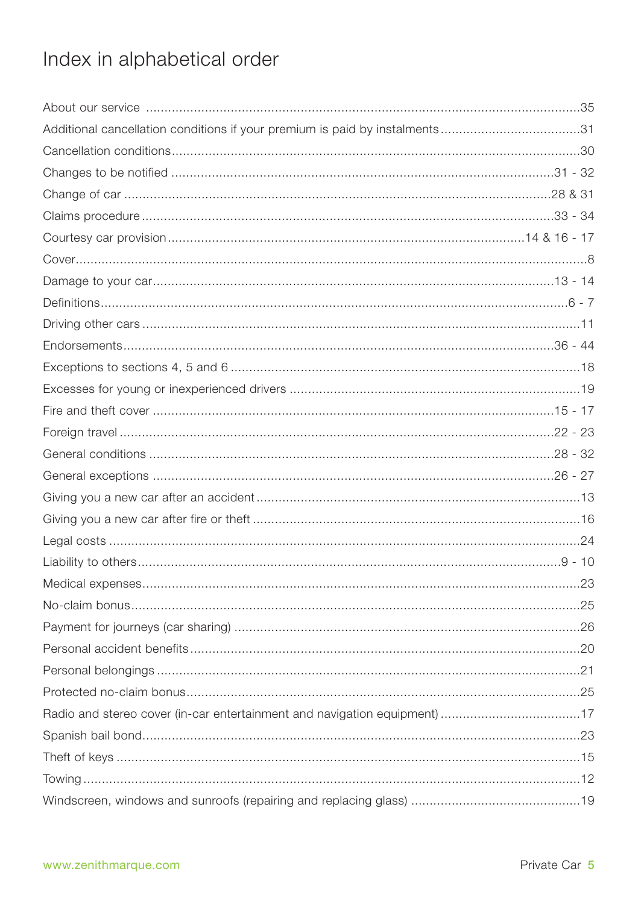# Index in alphabetical order

| | |
|---|---|
| About our service | 35 |
| Additional cancellation conditions if your premium is paid by instalments | 31 |
| Cancellation conditions | 30 |
| Changes to be notified | 31 - 32 |
| Change of car | 28 & 31 |
| Claims procedure | 33 - 34 |
| Courtesy car provision | 14 & 16 - 17 |
| Cover | 8 |
| Damage to your car | 13 - 14 |
| Definitions | 6 - 7 |
| Driving other cars | 11 |
| Endorsements | 36 - 44 |
| Exceptions to sections 4, 5 and 6 | 18 |
| Excesses for young or inexperienced drivers | 19 |
| Fire and theft cover | 15 - 17 |
| Foreign travel | 22 - 23 |
| General conditions | 28 - 32 |
| General exceptions | 26 - 27 |
| Giving you a new car after an accident | 13 |
| Giving you a new car after fire or theft | 16 |
| Legal costs | 24 |
| Liability to others | 9 - 10 |
| Medical expenses | 23 |
| No-claim bonus | 25 |
| Payment for journeys (car sharing) | 26 |
| Personal accident benefits | 20 |
| Personal belongings | 21 |
| Protected no-claim bonus | 25 |
| Radio and stereo cover (in-car entertainment and navigation equipment) | 17 |
| Spanish bail bond | 23 |
| Theft of keys | 15 |
| Towing | 12 |
| Windscreen, windows and sunroofs (repairing and replacing glass) | 19 |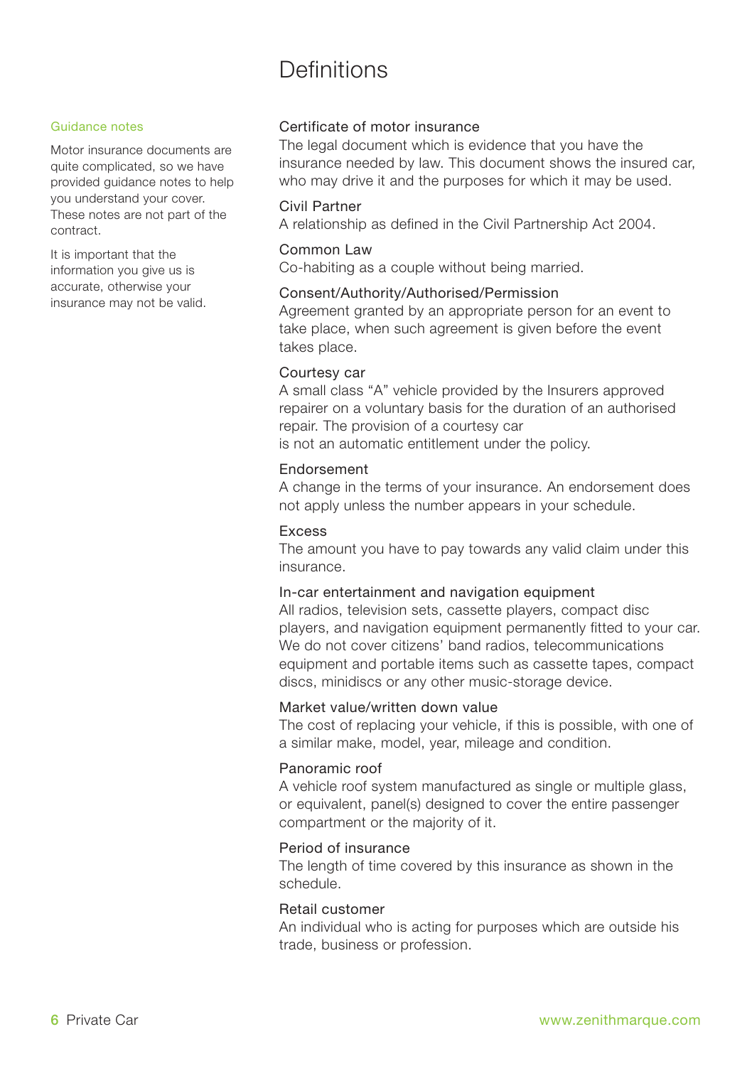# Definitions

Guidance notes

Motor insurance documents are quite complicated, so we have provided guidance notes to help you understand your cover. These notes are not part of the contract.

It is important that the information you give us is accurate, otherwise your insurance may not be valid.

### Certificate of motor insurance

The legal document which is evidence that you have the insurance needed by law. This document shows the insured car, who may drive it and the purposes for which it may be used.

### Civil Partner

A relationship as defined in the Civil Partnership Act 2004.

### Common Law

Co-habiting as a couple without being married.

### Consent/Authority/Authorised/Permission

Agreement granted by an appropriate person for an event to take place, when such agreement is given before the event takes place.

### Courtesy car

A small class "A" vehicle provided by the Insurers approved repairer on a voluntary basis for the duration of an authorised repair. The provision of a courtesy car is not an automatic entitlement under the policy.

### Endorsement

A change in the terms of your insurance. An endorsement does not apply unless the number appears in your schedule.

### Excess

The amount you have to pay towards any valid claim under this insurance.

### In-car entertainment and navigation equipment

All radios, television sets, cassette players, compact disc players, and navigation equipment permanently fitted to your car. We do not cover citizens' band radios, telecommunications equipment and portable items such as cassette tapes, compact discs, minidiscs or any other music-storage device.

### Market value/written down value

The cost of replacing your vehicle, if this is possible, with one of a similar make, model, year, mileage and condition.

### Panoramic roof

A vehicle roof system manufactured as single or multiple glass, or equivalent, panel(s) designed to cover the entire passenger compartment or the majority of it.

### Period of insurance

The length of time covered by this insurance as shown in the schedule.

### Retail customer

An individual who is acting for purposes which are outside his trade, business or profession.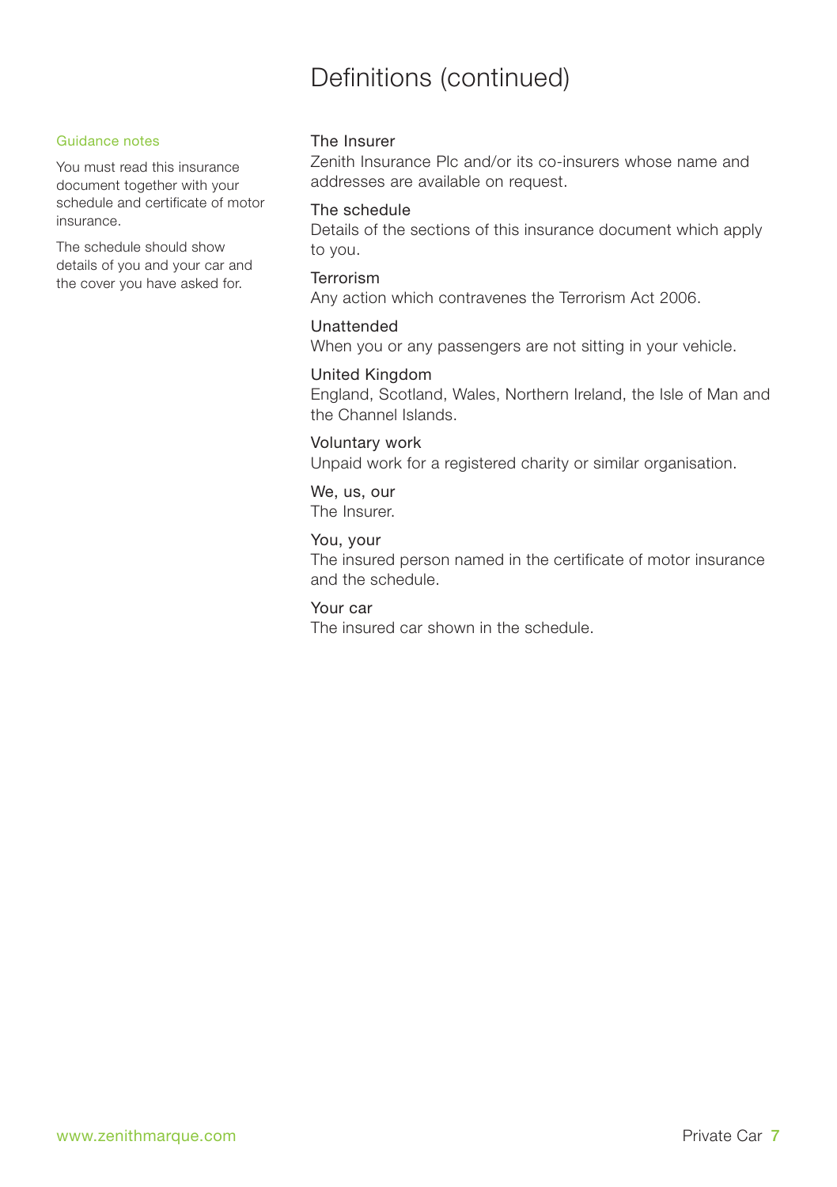# Definitions (continued)

Guidance notes

You must read this insurance document together with your schedule and certificate of motor insurance.

The schedule should show details of you and your car and the cover you have asked for.

The Insurer
Zenith Insurance Plc and/or its co-insurers whose name and addresses are available on request.

The schedule
Details of the sections of this insurance document which apply to you.

Terrorism
Any action which contravenes the Terrorism Act 2006.

Unattended
When you or any passengers are not sitting in your vehicle.

United Kingdom
England, Scotland, Wales, Northern Ireland, the Isle of Man and the Channel Islands.

Voluntary work
Unpaid work for a registered charity or similar organisation.

We, us, our
The Insurer.

You, your
The insured person named in the certificate of motor insurance and the schedule.

Your car
The insured car shown in the schedule.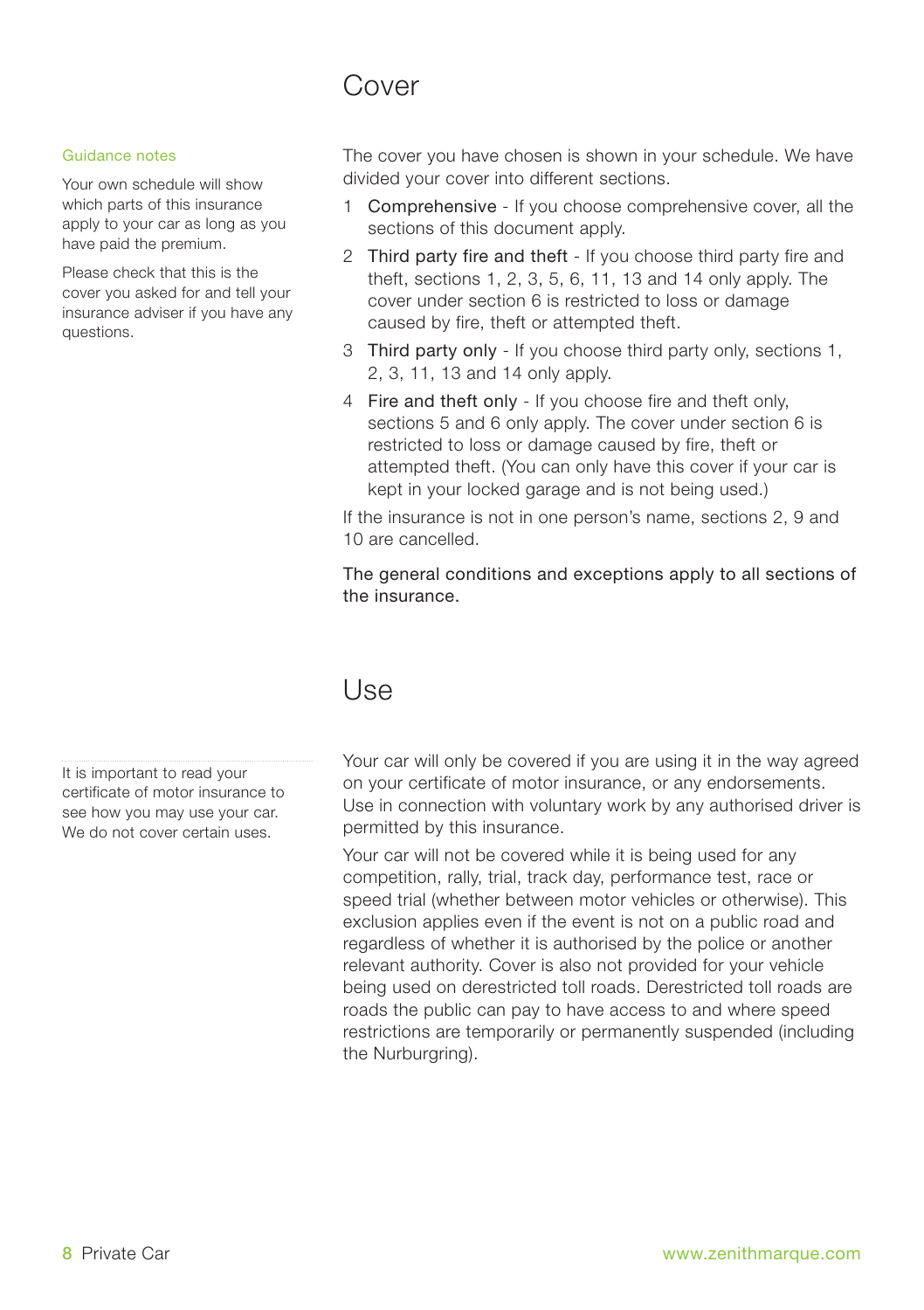# Cover

Guidance notes

Your own schedule will show which parts of this insurance apply to your car as long as you have paid the premium.

Please check that this is the cover you asked for and tell your insurance adviser if you have any questions.

The cover you have chosen is shown in your schedule. We have divided your cover into different sections.

1. Comprehensive - If you choose comprehensive cover, all the sections of this document apply.
2. Third party fire and theft - If you choose third party fire and theft, sections 1, 2, 3, 5, 6, 11, 13 and 14 only apply. The cover under section 6 is restricted to loss or damage caused by fire, theft or attempted theft.
3. Third party only - If you choose third party only, sections 1, 2, 3, 11, 13 and 14 only apply.
4. Fire and theft only - If you choose fire and theft only, sections 5 and 6 only apply. The cover under section 6 is restricted to loss or damage caused by fire, theft or attempted theft. (You can only have this cover if your car is kept in your locked garage and is not being used.)

If the insurance is not in one person's name, sections 2, 9 and 10 are cancelled.

The general conditions and exceptions apply to all sections of the insurance.

# Use

It is important to read your certificate of motor insurance to see how you may use your car. We do not cover certain uses.

Your car will only be covered if you are using it in the way agreed on your certificate of motor insurance, or any endorsements. Use in connection with voluntary work by any authorised driver is permitted by this insurance.

Your car will not be covered while it is being used for any competition, rally, trial, track day, performance test, race or speed trial (whether between motor vehicles or otherwise). This exclusion applies even if the event is not on a public road and regardless of whether it is authorised by the police or another relevant authority. Cover is also not provided for your vehicle being used on derestricted toll roads. Derestricted toll roads are roads the public can pay to have access to and where speed restrictions are temporarily or permanently suspended (including the Nurburgring).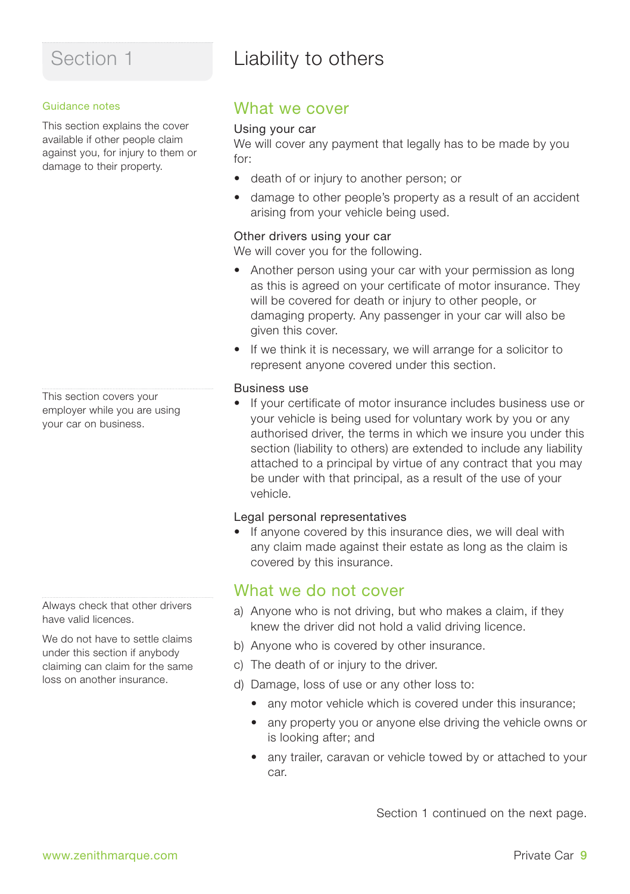# Section 1

## Liability to others

**Guidance notes**

This section explains the cover available if other people claim against you, for injury to them or damage to their property.

### What we cover

**Using your car**

We will cover any payment that legally has to be made by you for:

- death of or injury to another person; or
- damage to other people's property as a result of an accident arising from your vehicle being used.

**Other drivers using your car**

We will cover you for the following.

- Another person using your car with your permission as long as this is agreed on your certificate of motor insurance. They will be covered for death or injury to other people, or damaging property. Any passenger in your car will also be given this cover.
- If we think it is necessary, we will arrange for a solicitor to represent anyone covered under this section.

This section covers your employer while you are using your car on business.

**Business use**

- If your certificate of motor insurance includes business use or your vehicle is being used for voluntary work by you or any authorised driver, the terms in which we insure you under this section (liability to others) are extended to include any liability attached to a principal by virtue of any contract that you may be under with that principal, as a result of the use of your vehicle.

**Legal personal representatives**

- If anyone covered by this insurance dies, we will deal with any claim made against their estate as long as the claim is covered by this insurance.

Always check that other drivers have valid licences.

We do not have to settle claims under this section if anybody claiming can claim for the same loss on another insurance.

### What we do not cover

a) Anyone who is not driving, but who makes a claim, if they knew the driver did not hold a valid driving licence.

b) Anyone who is covered by other insurance.

c) The death of or injury to the driver.

d) Damage, loss of use or any other loss to:

- any motor vehicle which is covered under this insurance;
- any property you or anyone else driving the vehicle owns or is looking after; and
- any trailer, caravan or vehicle towed by or attached to your car.

Section 1 continued on the next page.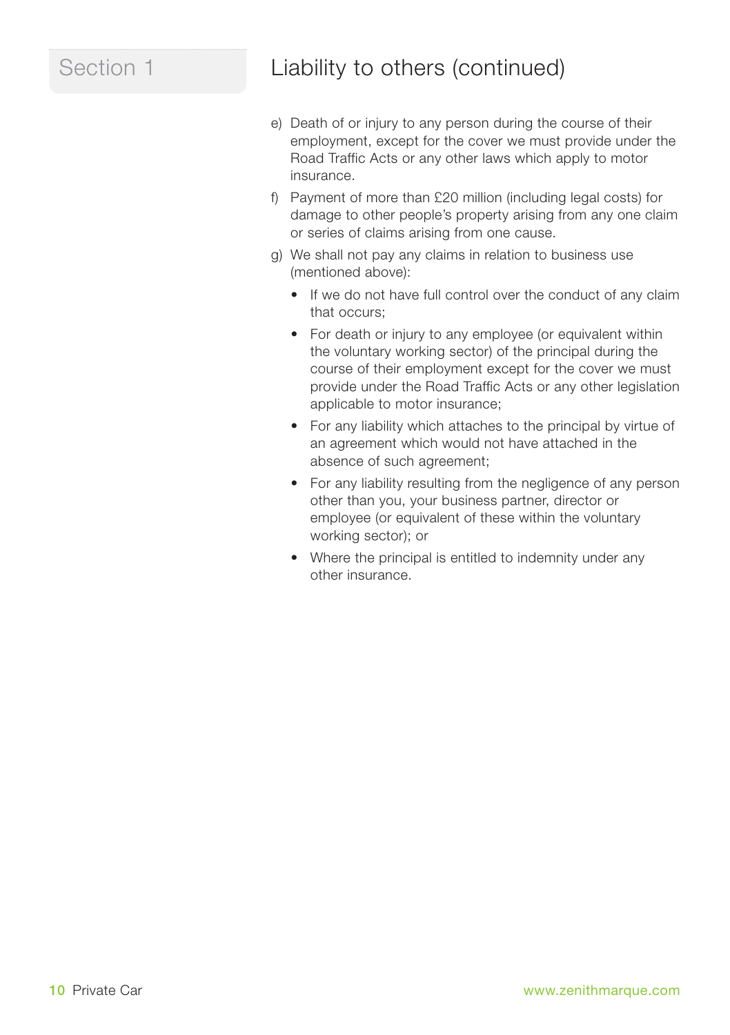## Section 1

# Liability to others (continued)

e) Death of or injury to any person during the course of their employment, except for the cover we must provide under the Road Traffic Acts or any other laws which apply to motor insurance.

f) Payment of more than £20 million (including legal costs) for damage to other people's property arising from any one claim or series of claims arising from one cause.

g) We shall not pay any claims in relation to business use (mentioned above):

- If we do not have full control over the conduct of any claim that occurs;
- For death or injury to any employee (or equivalent within the voluntary working sector) of the principal during the course of their employment except for the cover we must provide under the Road Traffic Acts or any other legislation applicable to motor insurance;
- For any liability which attaches to the principal by virtue of an agreement which would not have attached in the absence of such agreement;
- For any liability resulting from the negligence of any person other than you, your business partner, director or employee (or equivalent of these within the voluntary working sector); or
- Where the principal is entitled to indemnity under any other insurance.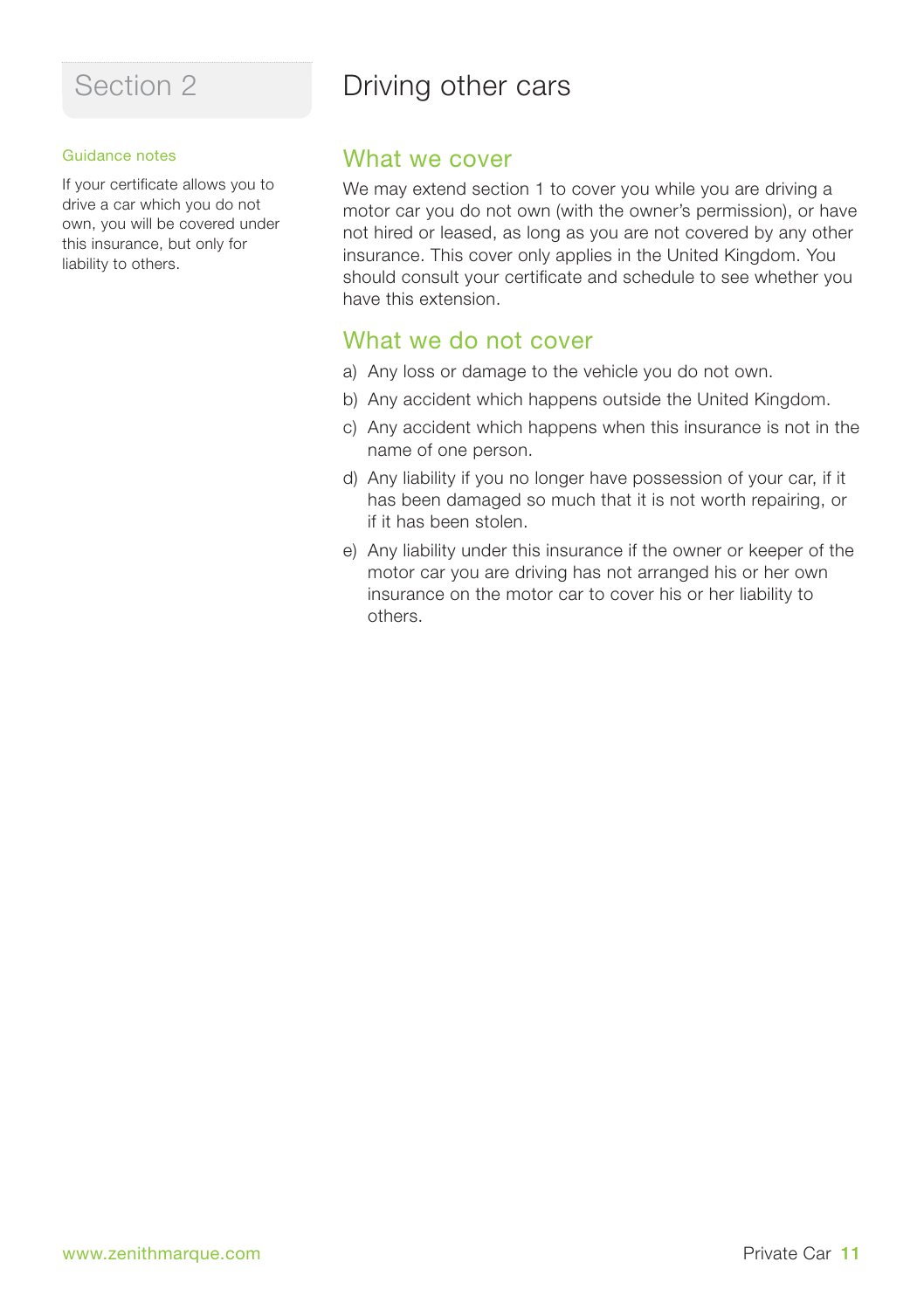# Section 2

## Driving other cars

#### Guidance notes

If your certificate allows you to drive a car which you do not own, you will be covered under this insurance, but only for liability to others.

### What we cover

We may extend section 1 to cover you while you are driving a motor car you do not own (with the owner's permission), or have not hired or leased, as long as you are not covered by any other insurance. This cover only applies in the United Kingdom. You should consult your certificate and schedule to see whether you have this extension.

### What we do not cover

a) Any loss or damage to the vehicle you do not own.

b) Any accident which happens outside the United Kingdom.

c) Any accident which happens when this insurance is not in the name of one person.

d) Any liability if you no longer have possession of your car, if it has been damaged so much that it is not worth repairing, or if it has been stolen.

e) Any liability under this insurance if the owner or keeper of the motor car you are driving has not arranged his or her own insurance on the motor car to cover his or her liability to others.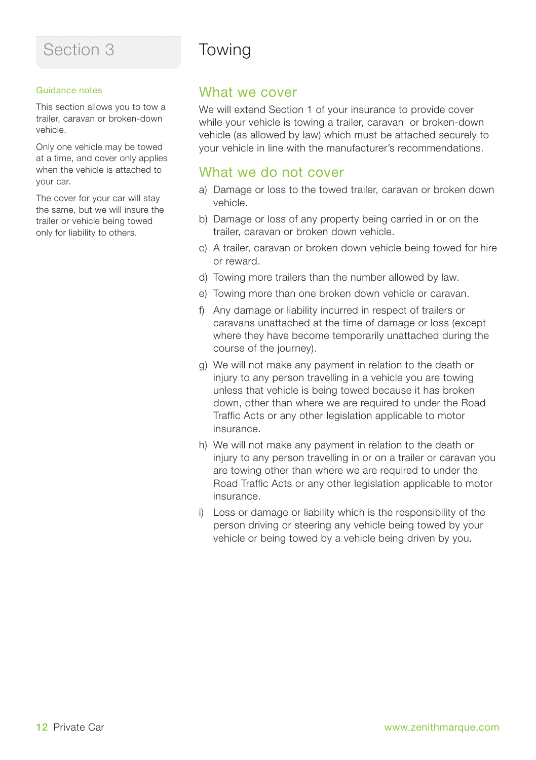# Section 3

# Towing

### Guidance notes

This section allows you to tow a trailer, caravan or broken-down vehicle.

Only one vehicle may be towed at a time, and cover only applies when the vehicle is attached to your car.

The cover for your car will stay the same, but we will insure the trailer or vehicle being towed only for liability to others.

## What we cover

We will extend Section 1 of your insurance to provide cover while your vehicle is towing a trailer, caravan or broken-down vehicle (as allowed by law) which must be attached securely to your vehicle in line with the manufacturer's recommendations.

## What we do not cover

a) Damage or loss to the towed trailer, caravan or broken down vehicle.

b) Damage or loss of any property being carried in or on the trailer, caravan or broken down vehicle.

c) A trailer, caravan or broken down vehicle being towed for hire or reward.

d) Towing more trailers than the number allowed by law.

e) Towing more than one broken down vehicle or caravan.

f) Any damage or liability incurred in respect of trailers or caravans unattached at the time of damage or loss (except where they have become temporarily unattached during the course of the journey).

g) We will not make any payment in relation to the death or injury to any person travelling in a vehicle you are towing unless that vehicle is being towed because it has broken down, other than where we are required to under the Road Traffic Acts or any other legislation applicable to motor insurance.

h) We will not make any payment in relation to the death or injury to any person travelling in or on a trailer or caravan you are towing other than where we are required to under the Road Traffic Acts or any other legislation applicable to motor insurance.

i) Loss or damage or liability which is the responsibility of the person driving or steering any vehicle being towed by your vehicle or being towed by a vehicle being driven by you.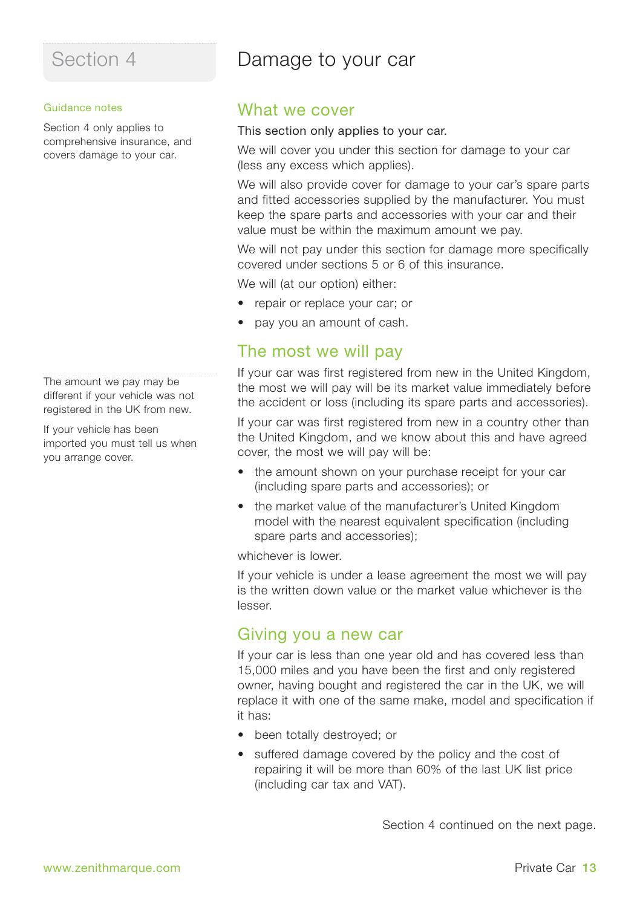# Section 4

# Damage to your car

### Guidance notes

Section 4 only applies to comprehensive insurance, and covers damage to your car.

## What we cover

This section only applies to your car.

We will cover you under this section for damage to your car (less any excess which applies).

We will also provide cover for damage to your car's spare parts and fitted accessories supplied by the manufacturer. You must keep the spare parts and accessories with your car and their value must be within the maximum amount we pay.

We will not pay under this section for damage more specifically covered under sections 5 or 6 of this insurance.

We will (at our option) either:

- repair or replace your car; or
- pay you an amount of cash.

## The most we will pay

The amount we pay may be different if your vehicle was not registered in the UK from new.

If your vehicle has been imported you must tell us when you arrange cover.

If your car was first registered from new in the United Kingdom, the most we will pay will be its market value immediately before the accident or loss (including its spare parts and accessories).

If your car was first registered from new in a country other than the United Kingdom, and we know about this and have agreed cover, the most we will pay will be:

- the amount shown on your purchase receipt for your car (including spare parts and accessories); or
- the market value of the manufacturer's United Kingdom model with the nearest equivalent specification (including spare parts and accessories);

whichever is lower.

If your vehicle is under a lease agreement the most we will pay is the written down value or the market value whichever is the lesser.

## Giving you a new car

If your car is less than one year old and has covered less than 15,000 miles and you have been the first and only registered owner, having bought and registered the car in the UK, we will replace it with one of the same make, model and specification if it has:

- been totally destroyed; or
- suffered damage covered by the policy and the cost of repairing it will be more than 60% of the last UK list price (including car tax and VAT).

Section 4 continued on the next page.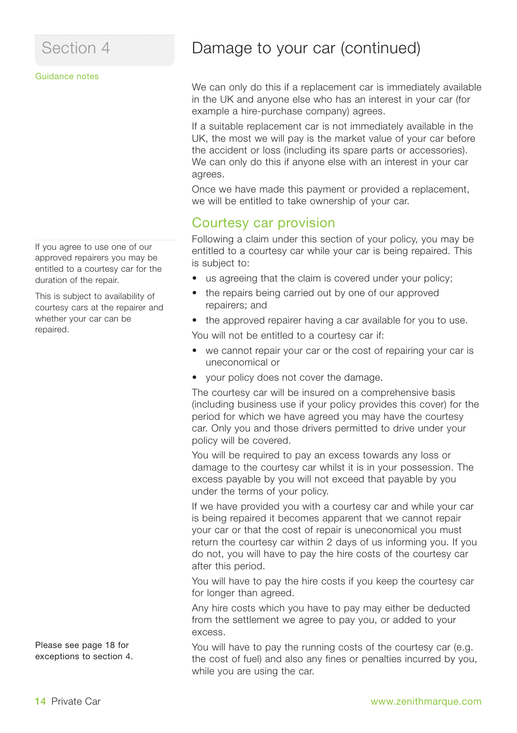Section 4

# Damage to your car (continued)

Guidance notes

We can only do this if a replacement car is immediately available in the UK and anyone else who has an interest in your car (for example a hire-purchase company) agrees.

If a suitable replacement car is not immediately available in the UK, the most we will pay is the market value of your car before the accident or loss (including its spare parts or accessories). We can only do this if anyone else with an interest in your car agrees.

Once we have made this payment or provided a replacement, we will be entitled to take ownership of your car.

## Courtesy car provision

If you agree to use one of our approved repairers you may be entitled to a courtesy car for the duration of the repair.

This is subject to availability of courtesy cars at the repairer and whether your car can be repaired.

Following a claim under this section of your policy, you may be entitled to a courtesy car while your car is being repaired. This is subject to:

- us agreeing that the claim is covered under your policy;
- the repairs being carried out by one of our approved repairers; and
- the approved repairer having a car available for you to use.

You will not be entitled to a courtesy car if:

- we cannot repair your car or the cost of repairing your car is uneconomical or
- your policy does not cover the damage.

The courtesy car will be insured on a comprehensive basis (including business use if your policy provides this cover) for the period for which we have agreed you may have the courtesy car. Only you and those drivers permitted to drive under your policy will be covered.

You will be required to pay an excess towards any loss or damage to the courtesy car whilst it is in your possession. The excess payable by you will not exceed that payable by you under the terms of your policy.

If we have provided you with a courtesy car and while your car is being repaired it becomes apparent that we cannot repair your car or that the cost of repair is uneconomical you must return the courtesy car within 2 days of us informing you. If you do not, you will have to pay the hire costs of the courtesy car after this period.

You will have to pay the hire costs if you keep the courtesy car for longer than agreed.

Any hire costs which you have to pay may either be deducted from the settlement we agree to pay you, or added to your excess.

You will have to pay the running costs of the courtesy car (e.g. the cost of fuel) and also any fines or penalties incurred by you, while you are using the car.

Please see page 18 for exceptions to section 4.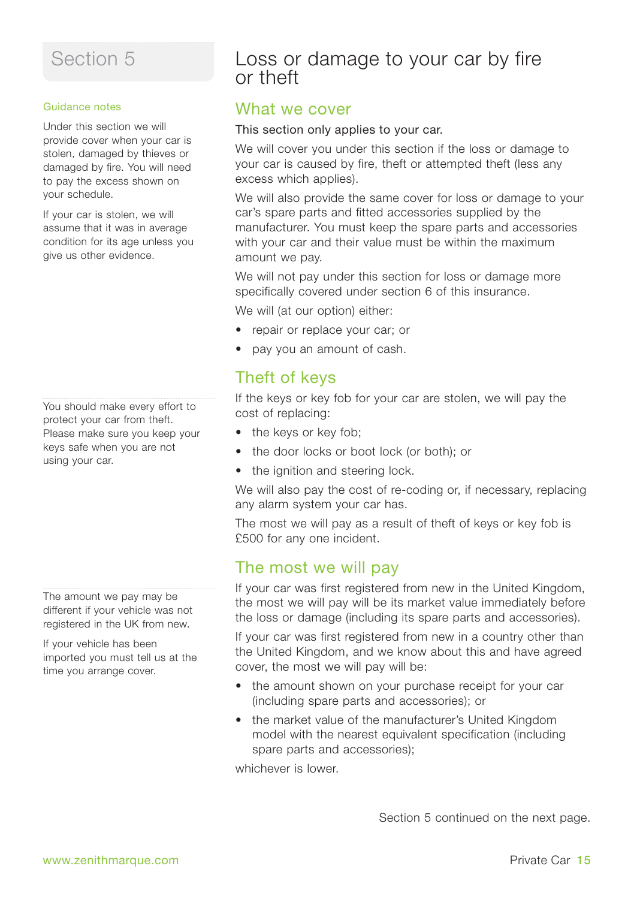# Section 5

## Loss or damage to your car by fire or theft

### Guidance notes

Under this section we will provide cover when your car is stolen, damaged by thieves or damaged by fire. You will need to pay the excess shown on your schedule.

If your car is stolen, we will assume that it was in average condition for its age unless you give us other evidence.

### What we cover

This section only applies to your car.

We will cover you under this section if the loss or damage to your car is caused by fire, theft or attempted theft (less any excess which applies).

We will also provide the same cover for loss or damage to your car's spare parts and fitted accessories supplied by the manufacturer. You must keep the spare parts and accessories with your car and their value must be within the maximum amount we pay.

We will not pay under this section for loss or damage more specifically covered under section 6 of this insurance.

We will (at our option) either:

- repair or replace your car; or
- pay you an amount of cash.

You should make every effort to protect your car from theft. Please make sure you keep your keys safe when you are not using your car.

### Theft of keys

If the keys or key fob for your car are stolen, we will pay the cost of replacing:

- the keys or key fob;
- the door locks or boot lock (or both); or
- the ignition and steering lock.

We will also pay the cost of re-coding or, if necessary, replacing any alarm system your car has.

The most we will pay as a result of theft of keys or key fob is £500 for any one incident.

The amount we pay may be different if your vehicle was not registered in the UK from new.

If your vehicle has been imported you must tell us at the time you arrange cover.

### The most we will pay

If your car was first registered from new in the United Kingdom, the most we will pay will be its market value immediately before the loss or damage (including its spare parts and accessories).

If your car was first registered from new in a country other than the United Kingdom, and we know about this and have agreed cover, the most we will pay will be:

- the amount shown on your purchase receipt for your car (including spare parts and accessories); or
- the market value of the manufacturer's United Kingdom model with the nearest equivalent specification (including spare parts and accessories);

whichever is lower.

Section 5 continued on the next page.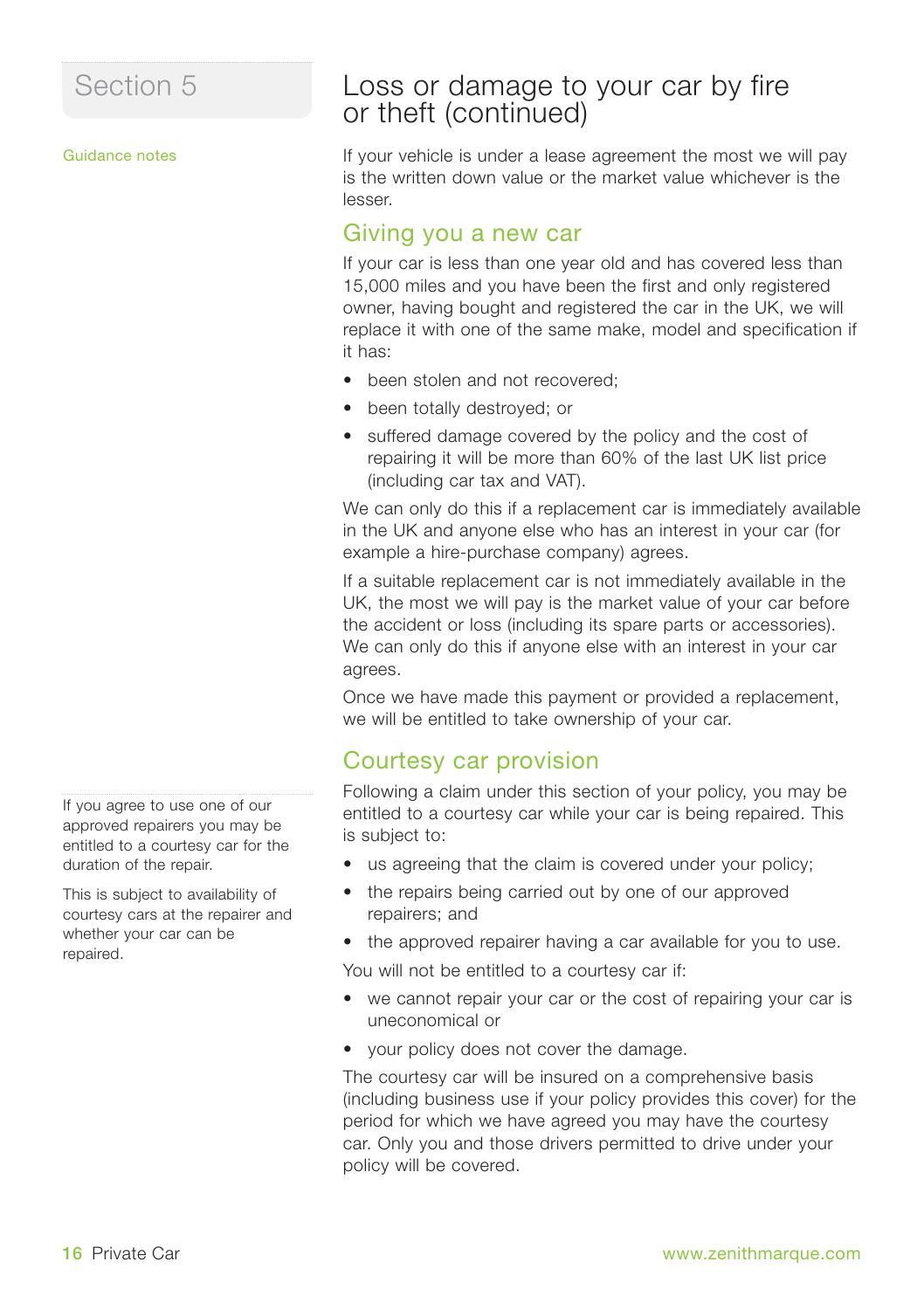## Section 5

Guidance notes

# Loss or damage to your car by fire or theft (continued)

If your vehicle is under a lease agreement the most we will pay is the written down value or the market value whichever is the lesser.

## Giving you a new car

If your car is less than one year old and has covered less than 15,000 miles and you have been the first and only registered owner, having bought and registered the car in the UK, we will replace it with one of the same make, model and specification if it has:

- been stolen and not recovered;
- been totally destroyed; or
- suffered damage covered by the policy and the cost of repairing it will be more than 60% of the last UK list price (including car tax and VAT).

We can only do this if a replacement car is immediately available in the UK and anyone else who has an interest in your car (for example a hire-purchase company) agrees.

If a suitable replacement car is not immediately available in the UK, the most we will pay is the market value of your car before the accident or loss (including its spare parts or accessories). We can only do this if anyone else with an interest in your car agrees.

Once we have made this payment or provided a replacement, we will be entitled to take ownership of your car.

## Courtesy car provision

If you agree to use one of our approved repairers you may be entitled to a courtesy car for the duration of the repair.

This is subject to availability of courtesy cars at the repairer and whether your car can be repaired.

Following a claim under this section of your policy, you may be entitled to a courtesy car while your car is being repaired. This is subject to:

- us agreeing that the claim is covered under your policy;
- the repairs being carried out by one of our approved repairers; and
- the approved repairer having a car available for you to use.

You will not be entitled to a courtesy car if:

- we cannot repair your car or the cost of repairing your car is uneconomical or
- your policy does not cover the damage.

The courtesy car will be insured on a comprehensive basis (including business use if your policy provides this cover) for the period for which we have agreed you may have the courtesy car. Only you and those drivers permitted to drive under your policy will be covered.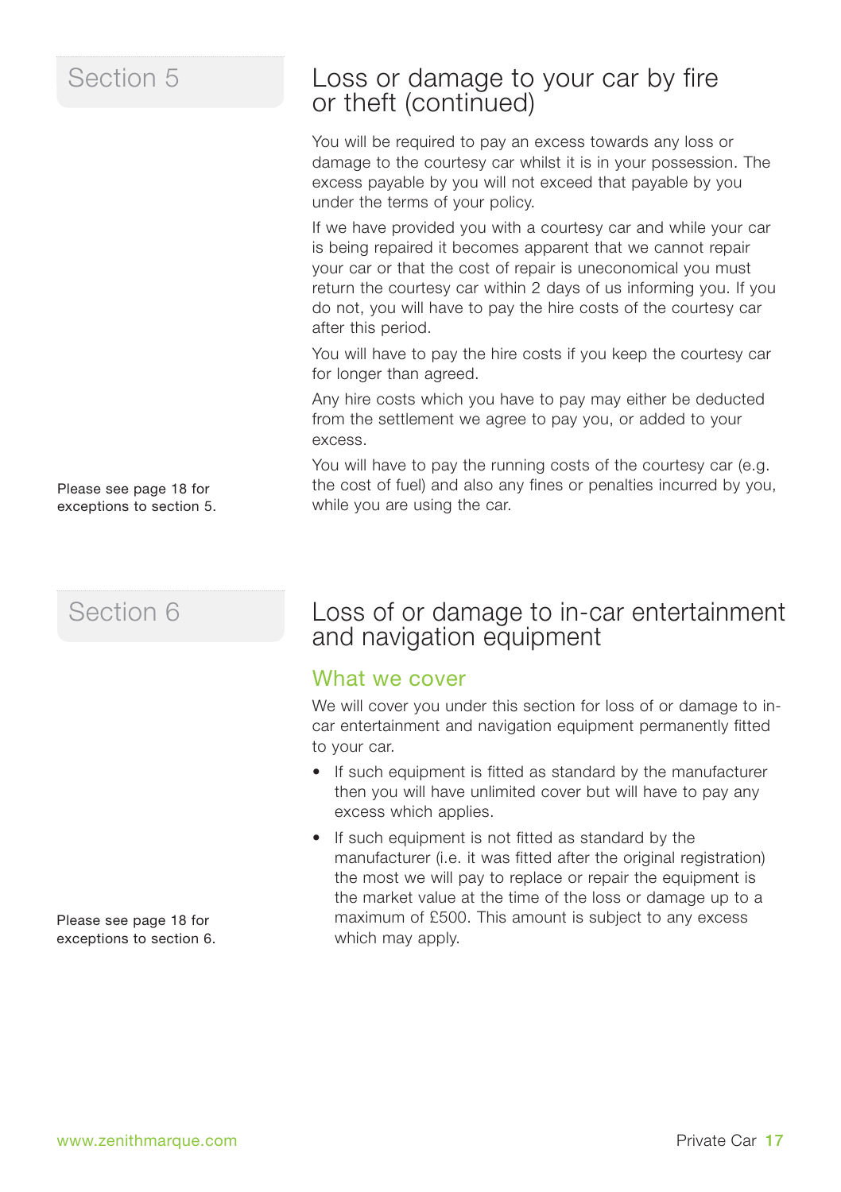## Section 5

# Loss or damage to your car by fire or theft (continued)

You will be required to pay an excess towards any loss or damage to the courtesy car whilst it is in your possession. The excess payable by you will not exceed that payable by you under the terms of your policy.

If we have provided you with a courtesy car and while your car is being repaired it becomes apparent that we cannot repair your car or that the cost of repair is uneconomical you must return the courtesy car within 2 days of us informing you. If you do not, you will have to pay the hire costs of the courtesy car after this period.

You will have to pay the hire costs if you keep the courtesy car for longer than agreed.

Any hire costs which you have to pay may either be deducted from the settlement we agree to pay you, or added to your excess.

You will have to pay the running costs of the courtesy car (e.g. the cost of fuel) and also any fines or penalties incurred by you, while you are using the car.

Please see page 18 for exceptions to section 5.

## Section 6

# Loss of or damage to in-car entertainment and navigation equipment

### What we cover

We will cover you under this section for loss of or damage to in-car entertainment and navigation equipment permanently fitted to your car.

- If such equipment is fitted as standard by the manufacturer then you will have unlimited cover but will have to pay any excess which applies.
- If such equipment is not fitted as standard by the manufacturer (i.e. it was fitted after the original registration) the most we will pay to replace or repair the equipment is the market value at the time of the loss or damage up to a maximum of £500. This amount is subject to any excess which may apply.

Please see page 18 for exceptions to section 6.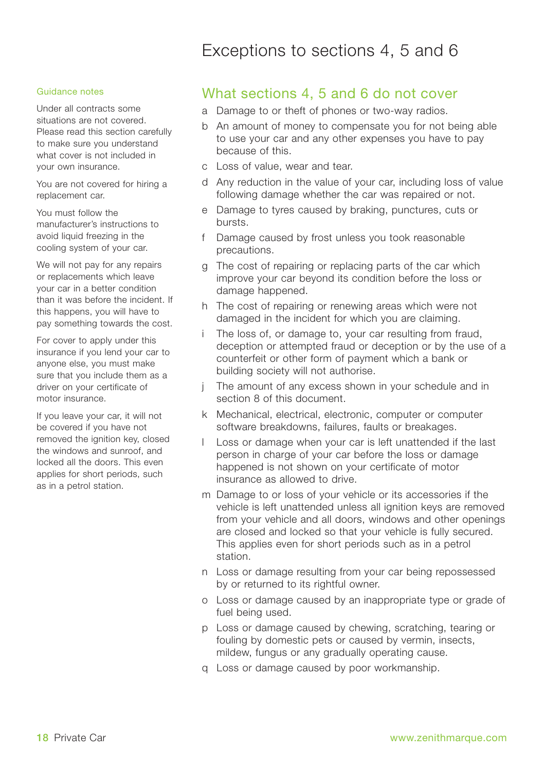# Exceptions to sections 4, 5 and 6

### Guidance notes

Under all contracts some situations are not covered. Please read this section carefully to make sure you understand what cover is not included in your own insurance.

You are not covered for hiring a replacement car.

You must follow the manufacturer's instructions to avoid liquid freezing in the cooling system of your car.

We will not pay for any repairs or replacements which leave your car in a better condition than it was before the incident. If this happens, you will have to pay something towards the cost.

For cover to apply under this insurance if you lend your car to anyone else, you must make sure that you include them as a driver on your certificate of motor insurance.

If you leave your car, it will not be covered if you have not removed the ignition key, closed the windows and sunroof, and locked all the doors. This even applies for short periods, such as in a petrol station.

## What sections 4, 5 and 6 do not cover

a Damage to or theft of phones or two-way radios.

b An amount of money to compensate you for not being able to use your car and any other expenses you have to pay because of this.

c Loss of value, wear and tear.

d Any reduction in the value of your car, including loss of value following damage whether the car was repaired or not.

e Damage to tyres caused by braking, punctures, cuts or bursts.

f Damage caused by frost unless you took reasonable precautions.

g The cost of repairing or replacing parts of the car which improve your car beyond its condition before the loss or damage happened.

h The cost of repairing or renewing areas which were not damaged in the incident for which you are claiming.

i The loss of, or damage to, your car resulting from fraud, deception or attempted fraud or deception or by the use of a counterfeit or other form of payment which a bank or building society will not authorise.

j The amount of any excess shown in your schedule and in section 8 of this document.

k Mechanical, electrical, electronic, computer or computer software breakdowns, failures, faults or breakages.

l Loss or damage when your car is left unattended if the last person in charge of your car before the loss or damage happened is not shown on your certificate of motor insurance as allowed to drive.

m Damage to or loss of your vehicle or its accessories if the vehicle is left unattended unless all ignition keys are removed from your vehicle and all doors, windows and other openings are closed and locked so that your vehicle is fully secured. This applies even for short periods such as in a petrol station.

n Loss or damage resulting from your car being repossessed by or returned to its rightful owner.

o Loss or damage caused by an inappropriate type or grade of fuel being used.

p Loss or damage caused by chewing, scratching, tearing or fouling by domestic pets or caused by vermin, insects, mildew, fungus or any gradually operating cause.

q Loss or damage caused by poor workmanship.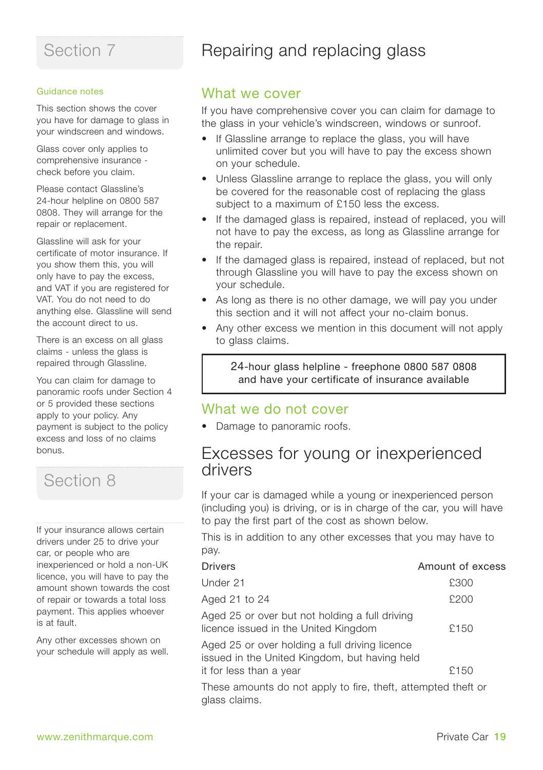## Section 7

### Guidance notes

This section shows the cover you have for damage to glass in your windscreen and windows.

Glass cover only applies to comprehensive insurance - check before you claim.

Please contact Glassline's 24-hour helpline on 0800 587 0808. They will arrange for the repair or replacement.

Glassline will ask for your certificate of motor insurance. If you show them this, you will only have to pay the excess, and VAT if you are registered for VAT. You do not need to do anything else. Glassline will send the account direct to us.

There is an excess on all glass claims - unless the glass is repaired through Glassline.

You can claim for damage to panoramic roofs under Section 4 or 5 provided these sections apply to your policy. Any payment is subject to the policy excess and loss of no claims bonus.

# Repairing and replacing glass

## What we cover

If you have comprehensive cover you can claim for damage to the glass in your vehicle's windscreen, windows or sunroof.

- If Glassline arrange to replace the glass, you will have unlimited cover but you will have to pay the excess shown on your schedule.
- Unless Glassline arrange to replace the glass, you will only be covered for the reasonable cost of replacing the glass subject to a maximum of £150 less the excess.
- If the damaged glass is repaired, instead of replaced, you will not have to pay the excess, as long as Glassline arrange for the repair.
- If the damaged glass is repaired, instead of replaced, but not through Glassline you will have to pay the excess shown on your schedule.
- As long as there is no other damage, we will pay you under this section and it will not affect your no-claim bonus.
- Any other excess we mention in this document will not apply to glass claims.

24-hour glass helpline - freephone 0800 587 0808
and have your certificate of insurance available

## What we do not cover

- Damage to panoramic roofs.

## Section 8

If your insurance allows certain drivers under 25 to drive your car, or people who are inexperienced or hold a non-UK licence, you will have to pay the amount shown towards the cost of repair or towards a total loss payment. This applies whoever is at fault.

Any other excesses shown on your schedule will apply as well.

# Excesses for young or inexperienced drivers

If your car is damaged while a young or inexperienced person (including you) is driving, or is in charge of the car, you will have to pay the first part of the cost as shown below.

This is in addition to any other excesses that you may have to pay.

| Drivers | Amount of excess |
|---|---|
| Under 21 | £300 |
| Aged 21 to 24 | £200 |
| Aged 25 or over but not holding a full driving licence issued in the United Kingdom | £150 |
| Aged 25 or over holding a full driving licence issued in the United Kingdom, but having held it for less than a year | £150 |

These amounts do not apply to fire, theft, attempted theft or glass claims.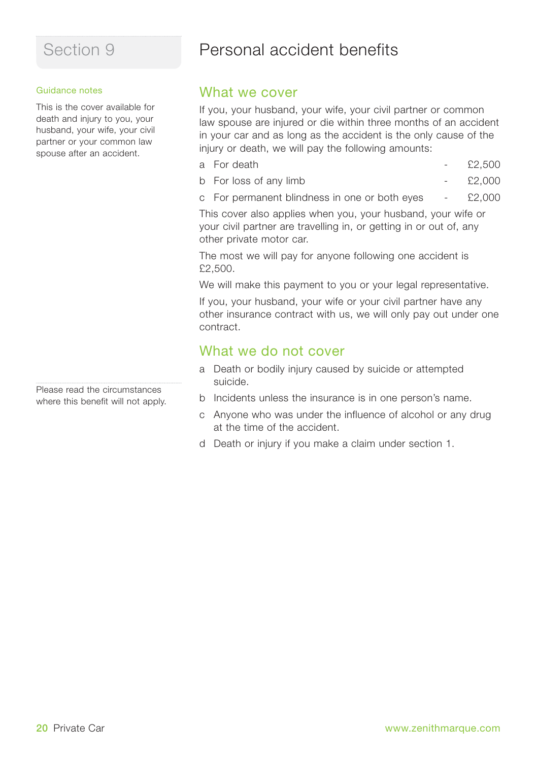# Section 9

## Personal accident benefits

**Guidance notes**

This is the cover available for death and injury to you, your husband, your wife, your civil partner or your common law spouse after an accident.

### What we cover

If you, your husband, your wife, your civil partner or common law spouse are injured or die within three months of an accident in your car and as long as the accident is the only cause of the injury or death, we will pay the following amounts:

a For death - £2,500

b For loss of any limb - £2,000

c For permanent blindness in one or both eyes - £2,000

This cover also applies when you, your husband, your wife or your civil partner are travelling in, or getting in or out of, any other private motor car.

The most we will pay for anyone following one accident is £2,500.

We will make this payment to you or your legal representative.

If you, your husband, your wife or your civil partner have any other insurance contract with us, we will only pay out under one contract.

### What we do not cover

Please read the circumstances where this benefit will not apply.

a Death or bodily injury caused by suicide or attempted suicide.

b Incidents unless the insurance is in one person's name.

c Anyone who was under the influence of alcohol or any drug at the time of the accident.

d Death or injury if you make a claim under section 1.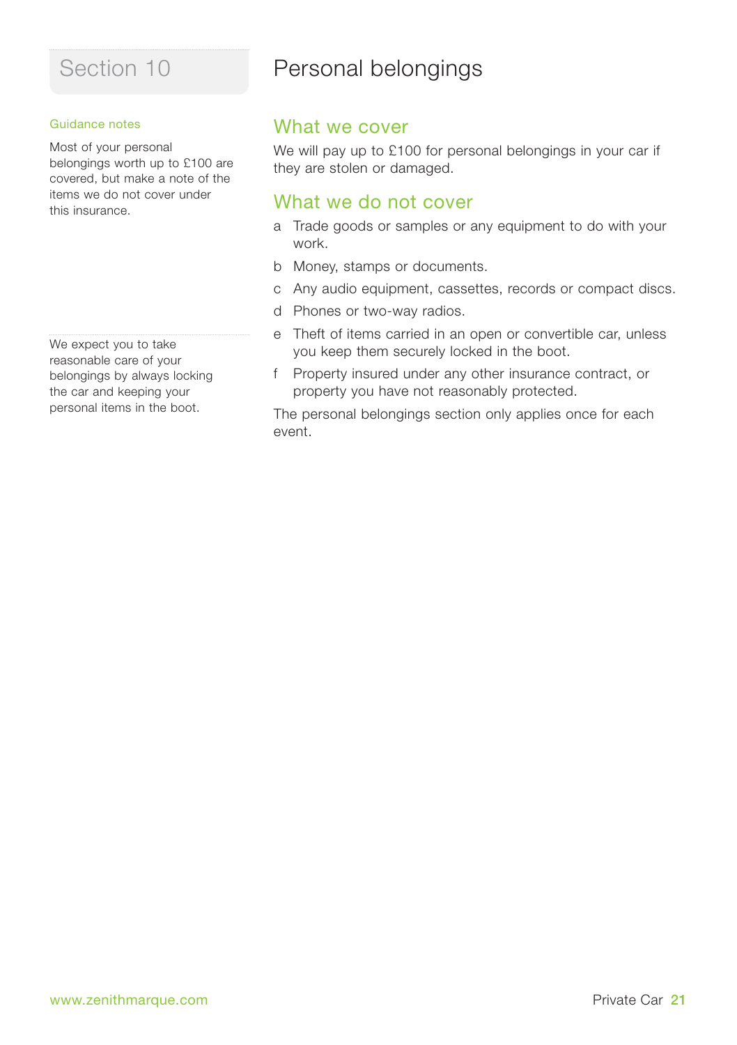## Section 10

# Personal belongings

Guidance notes

Most of your personal belongings worth up to £100 are covered, but make a note of the items we do not cover under this insurance.

We expect you to take reasonable care of your belongings by always locking the car and keeping your personal items in the boot.

## What we cover

We will pay up to £100 for personal belongings in your car if they are stolen or damaged.

## What we do not cover

a Trade goods or samples or any equipment to do with your work.

b Money, stamps or documents.

c Any audio equipment, cassettes, records or compact discs.

d Phones or two-way radios.

e Theft of items carried in an open or convertible car, unless you keep them securely locked in the boot.

f Property insured under any other insurance contract, or property you have not reasonably protected.

The personal belongings section only applies once for each event.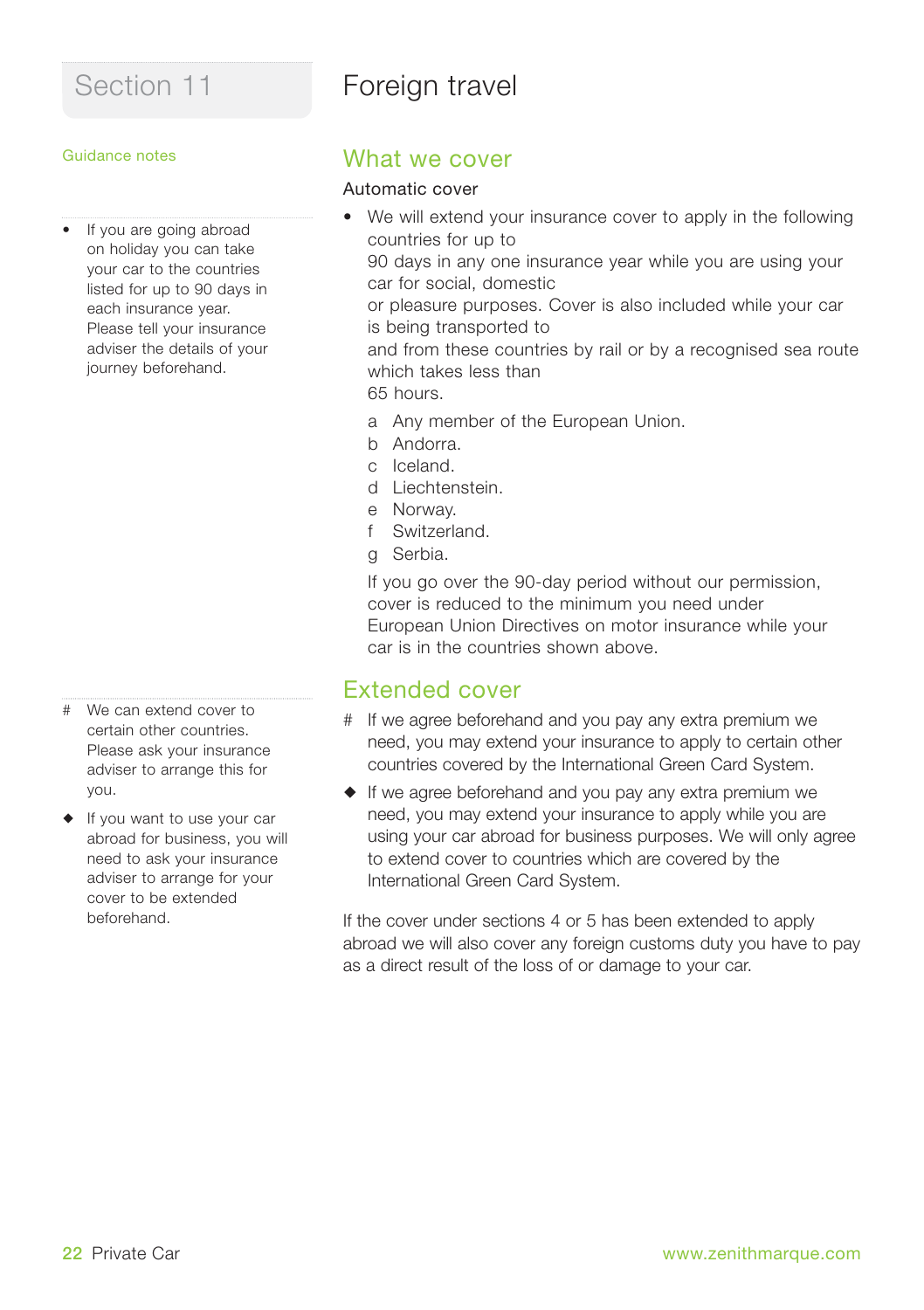# Section 11 Foreign travel

Guidance notes

- If you are going abroad on holiday you can take your car to the countries listed for up to 90 days in each insurance year. Please tell your insurance adviser the details of your journey beforehand.

## What we cover

Automatic cover

- We will extend your insurance cover to apply in the following countries for up to 90 days in any one insurance year while you are using your car for social, domestic or pleasure purposes. Cover is also included while your car is being transported to and from these countries by rail or by a recognised sea route which takes less than 65 hours.

  a Any member of the European Union.
  b Andorra.
  c Iceland.
  d Liechtenstein.
  e Norway.
  f Switzerland.
  g Serbia.

  If you go over the 90-day period without our permission, cover is reduced to the minimum you need under European Union Directives on motor insurance while your car is in the countries shown above.

# We can extend cover to certain other countries. Please ask your insurance adviser to arrange this for you.

◆ If you want to use your car abroad for business, you will need to ask your insurance adviser to arrange for your cover to be extended beforehand.

## Extended cover

# If we agree beforehand and you pay any extra premium we need, you may extend your insurance to apply to certain other countries covered by the International Green Card System.

◆ If we agree beforehand and you pay any extra premium we need, you may extend your insurance to apply while you are using your car abroad for business purposes. We will only agree to extend cover to countries which are covered by the International Green Card System.

If the cover under sections 4 or 5 has been extended to apply abroad we will also cover any foreign customs duty you have to pay as a direct result of the loss of or damage to your car.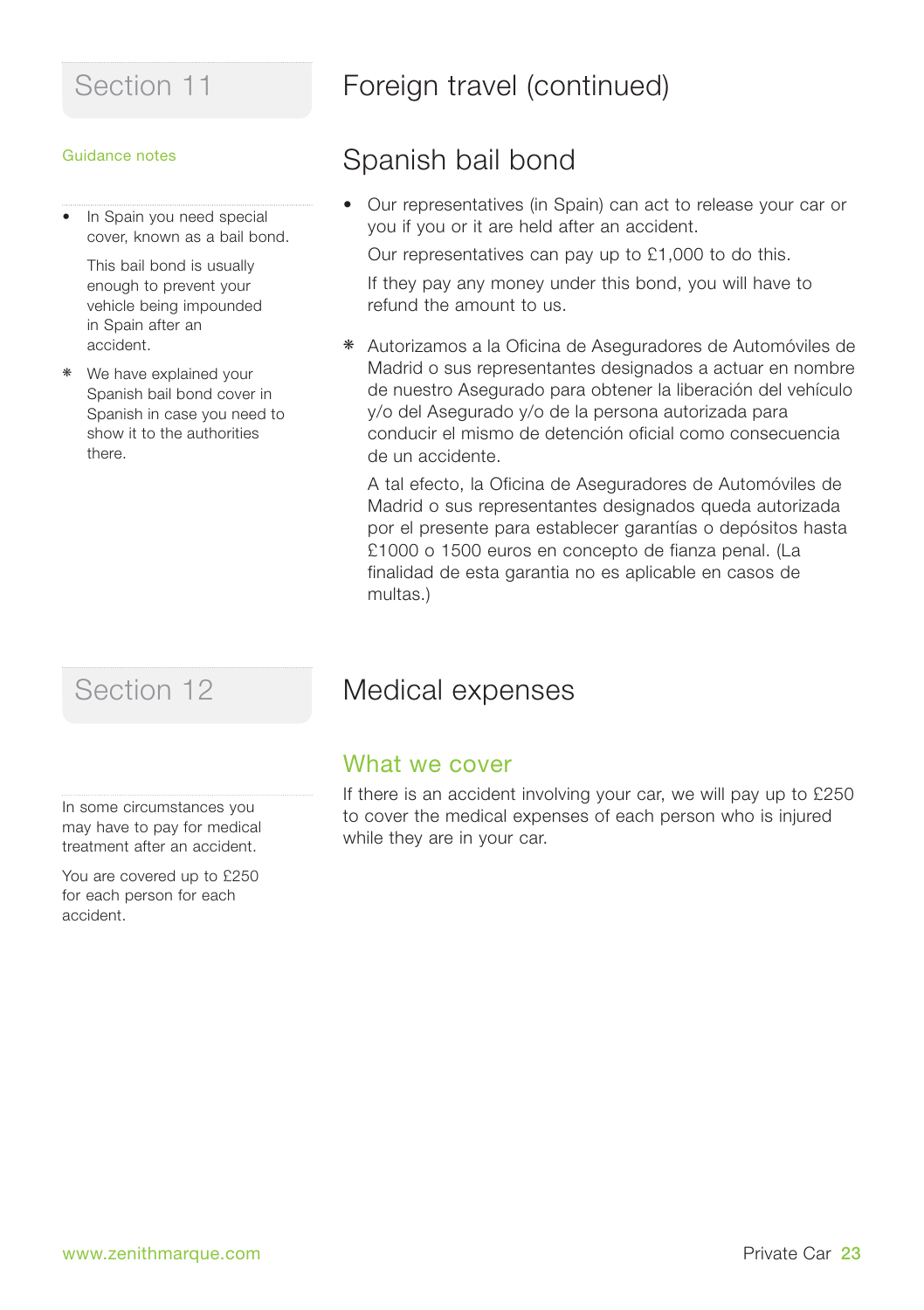## Section 11

# Foreign travel (continued)

Guidance notes

- In Spain you need special cover, known as a bail bond.

  This bail bond is usually enough to prevent your vehicle being impounded in Spain after an accident.

❋ We have explained your Spanish bail bond cover in Spanish in case you need to show it to the authorities there.

## Spanish bail bond

- Our representatives (in Spain) can act to release your car or you if you or it are held after an accident.

  Our representatives can pay up to £1,000 to do this.

  If they pay any money under this bond, you will have to refund the amount to us.

❋ Autorizamos a la Oficina de Aseguradores de Automóviles de Madrid o sus representantes designados a actuar en nombre de nuestro Asegurado para obtener la liberación del vehículo y/o del Asegurado y/o de la persona autorizada para conducir el mismo de detención oficial como consecuencia de un accidente.

A tal efecto, la Oficina de Aseguradores de Automóviles de Madrid o sus representantes designados queda autorizada por el presente para establecer garantías o depósitos hasta £1000 o 1500 euros en concepto de fianza penal. (La finalidad de esta garantia no es aplicable en casos de multas.)

## Section 12

# Medical expenses

In some circumstances you may have to pay for medical treatment after an accident.

You are covered up to £250 for each person for each accident.

### What we cover

If there is an accident involving your car, we will pay up to £250 to cover the medical expenses of each person who is injured while they are in your car.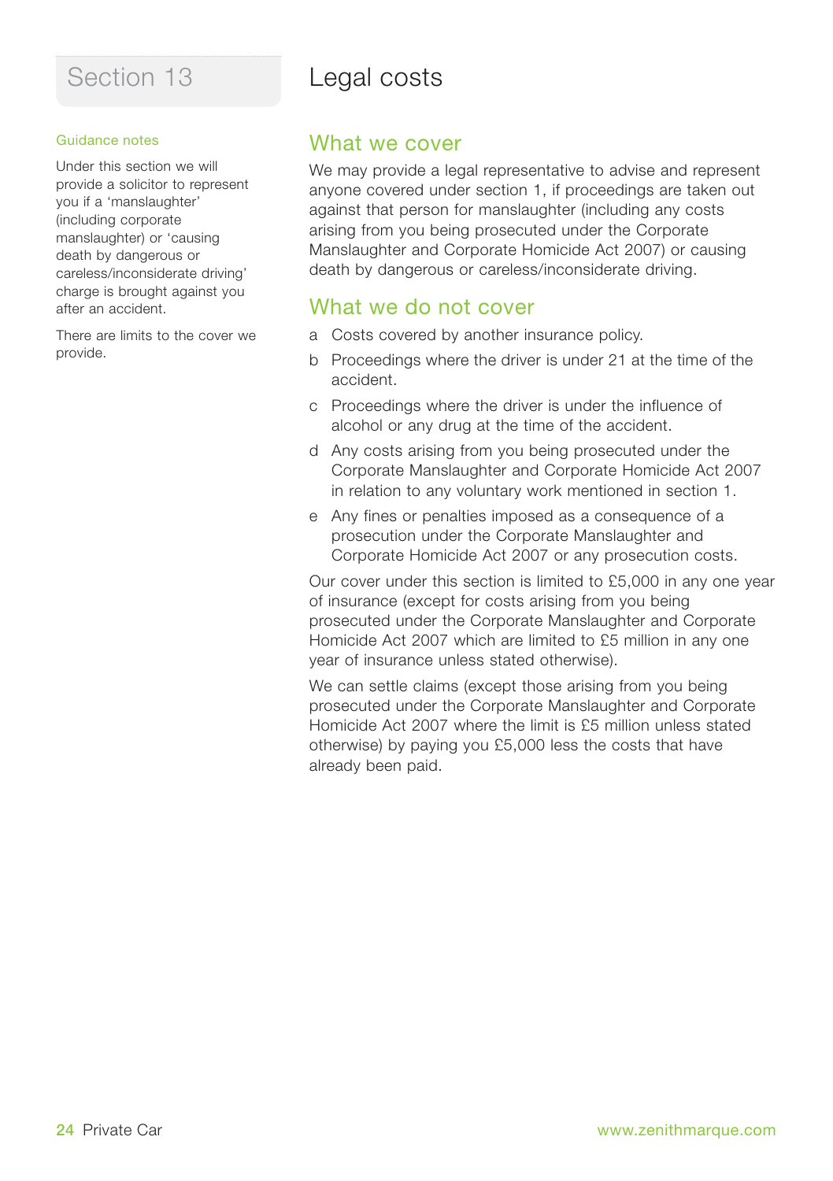# Section 13

# Legal costs

**Guidance notes**

Under this section we will provide a solicitor to represent you if a 'manslaughter' (including corporate manslaughter) or 'causing death by dangerous or careless/inconsiderate driving' charge is brought against you after an accident.

There are limits to the cover we provide.

## What we cover

We may provide a legal representative to advise and represent anyone covered under section 1, if proceedings are taken out against that person for manslaughter (including any costs arising from you being prosecuted under the Corporate Manslaughter and Corporate Homicide Act 2007) or causing death by dangerous or careless/inconsiderate driving.

## What we do not cover

a Costs covered by another insurance policy.

b Proceedings where the driver is under 21 at the time of the accident.

c Proceedings where the driver is under the influence of alcohol or any drug at the time of the accident.

d Any costs arising from you being prosecuted under the Corporate Manslaughter and Corporate Homicide Act 2007 in relation to any voluntary work mentioned in section 1.

e Any fines or penalties imposed as a consequence of a prosecution under the Corporate Manslaughter and Corporate Homicide Act 2007 or any prosecution costs.

Our cover under this section is limited to £5,000 in any one year of insurance (except for costs arising from you being prosecuted under the Corporate Manslaughter and Corporate Homicide Act 2007 which are limited to £5 million in any one year of insurance unless stated otherwise).

We can settle claims (except those arising from you being prosecuted under the Corporate Manslaughter and Corporate Homicide Act 2007 where the limit is £5 million unless stated otherwise) by paying you £5,000 less the costs that have already been paid.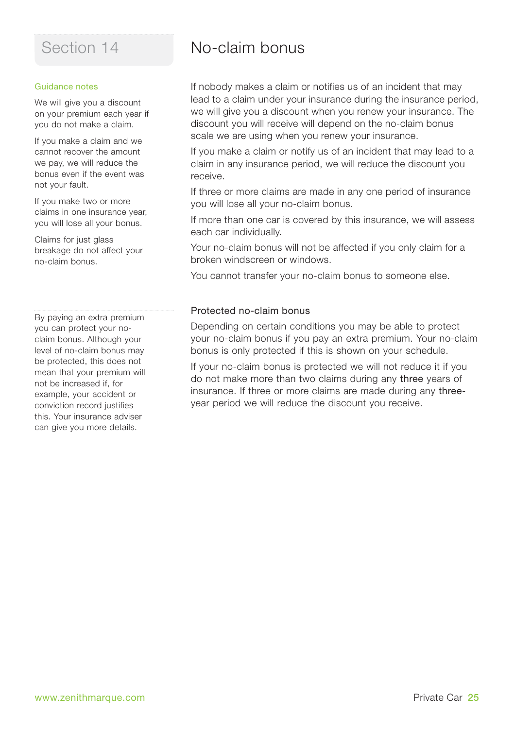## Section 14

# No-claim bonus

### Guidance notes

We will give you a discount on your premium each year if you do not make a claim.

If you make a claim and we cannot recover the amount we pay, we will reduce the bonus even if the event was not your fault.

If you make two or more claims in one insurance year, you will lose all your bonus.

Claims for just glass breakage do not affect your no-claim bonus.

If nobody makes a claim or notifies us of an incident that may lead to a claim under your insurance during the insurance period, we will give you a discount when you renew your insurance. The discount you will receive will depend on the no-claim bonus scale we are using when you renew your insurance.

If you make a claim or notify us of an incident that may lead to a claim in any insurance period, we will reduce the discount you receive.

If three or more claims are made in any one period of insurance you will lose all your no-claim bonus.

If more than one car is covered by this insurance, we will assess each car individually.

Your no-claim bonus will not be affected if you only claim for a broken windscreen or windows.

You cannot transfer your no-claim bonus to someone else.

By paying an extra premium you can protect your no-claim bonus. Although your level of no-claim bonus may be protected, this does not mean that your premium will not be increased if, for example, your accident or conviction record justifies this. Your insurance adviser can give you more details.

### Protected no-claim bonus

Depending on certain conditions you may be able to protect your no-claim bonus if you pay an extra premium. Your no-claim bonus is only protected if this is shown on your schedule.

If your no-claim bonus is protected we will not reduce it if you do not make more than two claims during any three years of insurance. If three or more claims are made during any three-year period we will reduce the discount you receive.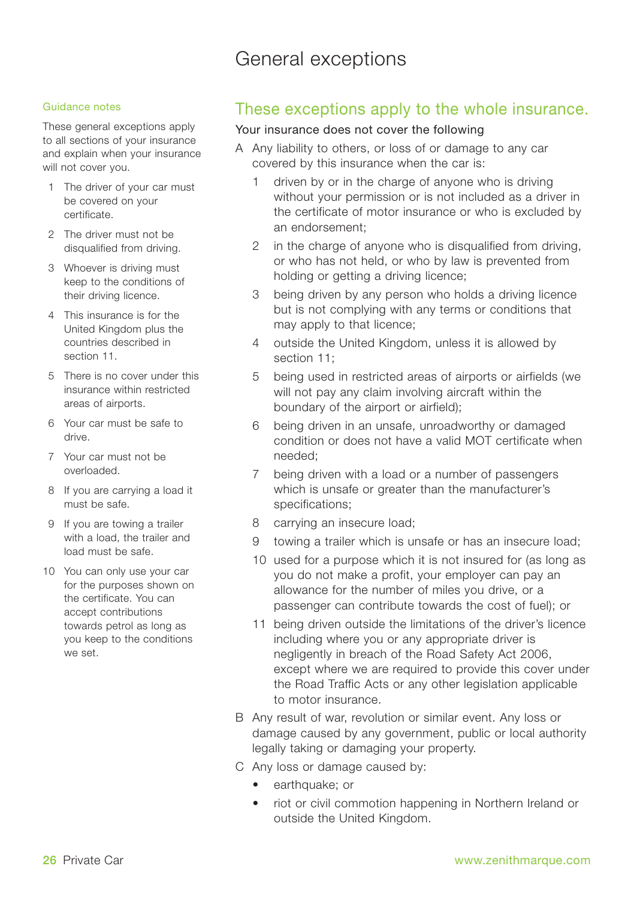# General exceptions

## Guidance notes

These general exceptions apply to all sections of your insurance and explain when your insurance will not cover you.

1. The driver of your car must be covered on your certificate.
2. The driver must not be disqualified from driving.
3. Whoever is driving must keep to the conditions of their driving licence.
4. This insurance is for the United Kingdom plus the countries described in section 11.
5. There is no cover under this insurance within restricted areas of airports.
6. Your car must be safe to drive.
7. Your car must not be overloaded.
8. If you are carrying a load it must be safe.
9. If you are towing a trailer with a load, the trailer and load must be safe.
10. You can only use your car for the purposes shown on the certificate. You can accept contributions towards petrol as long as you keep to the conditions we set.

## These exceptions apply to the whole insurance.

Your insurance does not cover the following

A Any liability to others, or loss of or damage to any car covered by this insurance when the car is:

1. driven by or in the charge of anyone who is driving without your permission or is not included as a driver in the certificate of motor insurance or who is excluded by an endorsement;
2. in the charge of anyone who is disqualified from driving, or who has not held, or who by law is prevented from holding or getting a driving licence;
3. being driven by any person who holds a driving licence but is not complying with any terms or conditions that may apply to that licence;
4. outside the United Kingdom, unless it is allowed by section 11;
5. being used in restricted areas of airports or airfields (we will not pay any claim involving aircraft within the boundary of the airport or airfield);
6. being driven in an unsafe, unroadworthy or damaged condition or does not have a valid MOT certificate when needed;
7. being driven with a load or a number of passengers which is unsafe or greater than the manufacturer's specifications;
8. carrying an insecure load;
9. towing a trailer which is unsafe or has an insecure load;
10. used for a purpose which it is not insured for (as long as you do not make a profit, your employer can pay an allowance for the number of miles you drive, or a passenger can contribute towards the cost of fuel); or
11. being driven outside the limitations of the driver's licence including where you or any appropriate driver is negligently in breach of the Road Safety Act 2006, except where we are required to provide this cover under the Road Traffic Acts or any other legislation applicable to motor insurance.

B Any result of war, revolution or similar event. Any loss or damage caused by any government, public or local authority legally taking or damaging your property.

C Any loss or damage caused by:

- earthquake; or
- riot or civil commotion happening in Northern Ireland or outside the United Kingdom.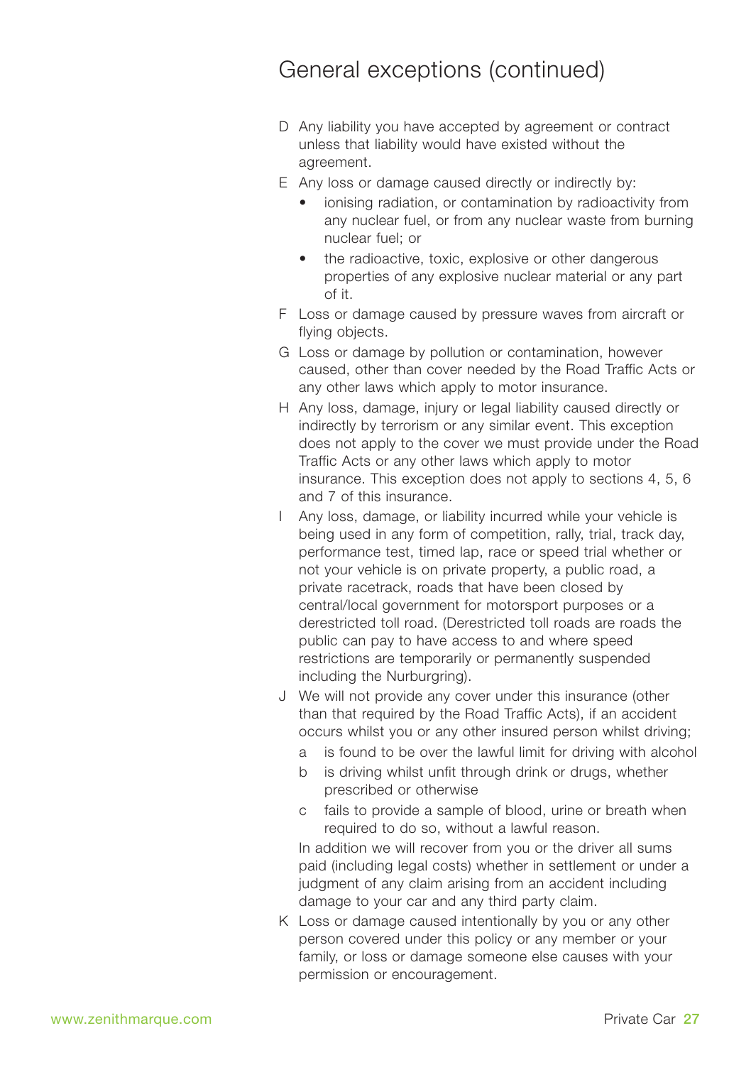## General exceptions (continued)

D Any liability you have accepted by agreement or contract unless that liability would have existed without the agreement.

E Any loss or damage caused directly or indirectly by:

- ionising radiation, or contamination by radioactivity from any nuclear fuel, or from any nuclear waste from burning nuclear fuel; or
- the radioactive, toxic, explosive or other dangerous properties of any explosive nuclear material or any part of it.

F Loss or damage caused by pressure waves from aircraft or flying objects.

G Loss or damage by pollution or contamination, however caused, other than cover needed by the Road Traffic Acts or any other laws which apply to motor insurance.

H Any loss, damage, injury or legal liability caused directly or indirectly by terrorism or any similar event. This exception does not apply to the cover we must provide under the Road Traffic Acts or any other laws which apply to motor insurance. This exception does not apply to sections 4, 5, 6 and 7 of this insurance.

I Any loss, damage, or liability incurred while your vehicle is being used in any form of competition, rally, trial, track day, performance test, timed lap, race or speed trial whether or not your vehicle is on private property, a public road, a private racetrack, roads that have been closed by central/local government for motorsport purposes or a derestricted toll road. (Derestricted toll roads are roads the public can pay to have access to and where speed restrictions are temporarily or permanently suspended including the Nurburgring).

J We will not provide any cover under this insurance (other than that required by the Road Traffic Acts), if an accident occurs whilst you or any other insured person whilst driving;

a is found to be over the lawful limit for driving with alcohol

b is driving whilst unfit through drink or drugs, whether prescribed or otherwise

c fails to provide a sample of blood, urine or breath when required to do so, without a lawful reason.

In addition we will recover from you or the driver all sums paid (including legal costs) whether in settlement or under a judgment of any claim arising from an accident including damage to your car and any third party claim.

K Loss or damage caused intentionally by you or any other person covered under this policy or any member or your family, or loss or damage someone else causes with your permission or encouragement.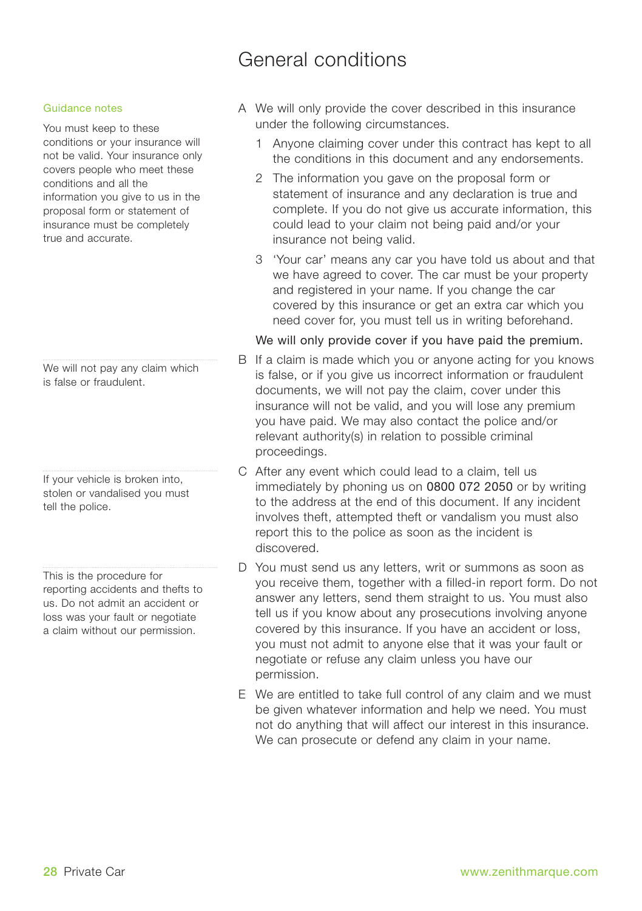# General conditions

**Guidance notes**

You must keep to these conditions or your insurance will not be valid. Your insurance only covers people who meet these conditions and all the information you give to us in the proposal form or statement of insurance must be completely true and accurate.

A We will only provide the cover described in this insurance under the following circumstances.

1. Anyone claiming cover under this contract has kept to all the conditions in this document and any endorsements.
2. The information you gave on the proposal form or statement of insurance and any declaration is true and complete. If you do not give us accurate information, this could lead to your claim not being paid and/or your insurance not being valid.
3. 'Your car' means any car you have told us about and that we have agreed to cover. The car must be your property and registered in your name. If you change the car covered by this insurance or get an extra car which you need cover for, you must tell us in writing beforehand.

We will only provide cover if you have paid the premium.

We will not pay any claim which is false or fraudulent.

B If a claim is made which you or anyone acting for you knows is false, or if you give us incorrect information or fraudulent documents, we will not pay the claim, cover under this insurance will not be valid, and you will lose any premium you have paid. We may also contact the police and/or relevant authority(s) in relation to possible criminal proceedings.

If your vehicle is broken into, stolen or vandalised you must tell the police.

C After any event which could lead to a claim, tell us immediately by phoning us on 0800 072 2050 or by writing to the address at the end of this document. If any incident involves theft, attempted theft or vandalism you must also report this to the police as soon as the incident is discovered.

This is the procedure for reporting accidents and thefts to us. Do not admit an accident or loss was your fault or negotiate a claim without our permission.

D You must send us any letters, writ or summons as soon as you receive them, together with a filled-in report form. Do not answer any letters, send them straight to us. You must also tell us if you know about any prosecutions involving anyone covered by this insurance. If you have an accident or loss, you must not admit to anyone else that it was your fault or negotiate or refuse any claim unless you have our permission.

E We are entitled to take full control of any claim and we must be given whatever information and help we need. You must not do anything that will affect our interest in this insurance. We can prosecute or defend any claim in your name.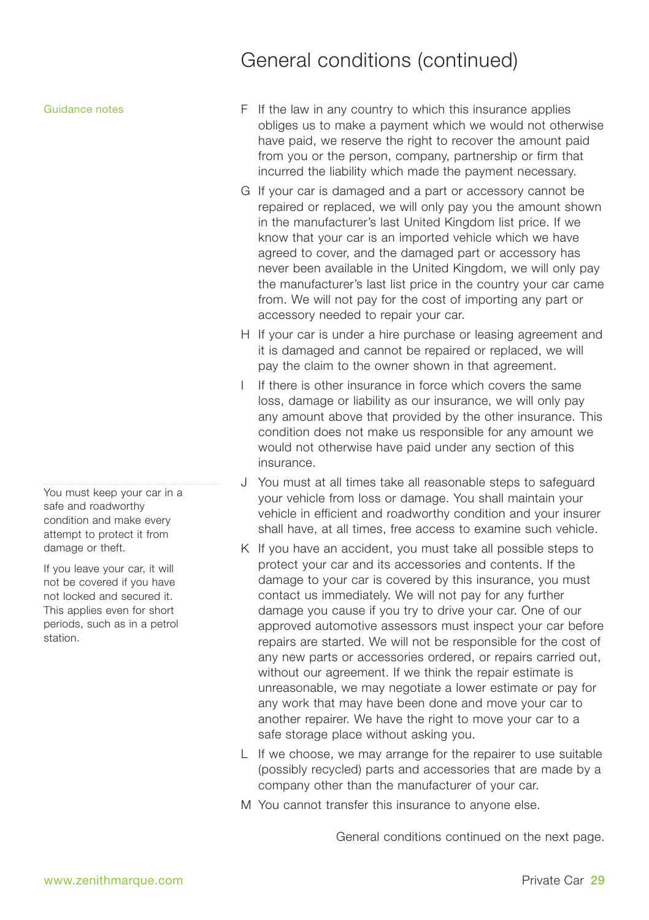# General conditions (continued)

Guidance notes

F If the law in any country to which this insurance applies obliges us to make a payment which we would not otherwise have paid, we reserve the right to recover the amount paid from you or the person, company, partnership or firm that incurred the liability which made the payment necessary.

G If your car is damaged and a part or accessory cannot be repaired or replaced, we will only pay you the amount shown in the manufacturer's last United Kingdom list price. If we know that your car is an imported vehicle which we have agreed to cover, and the damaged part or accessory has never been available in the United Kingdom, we will only pay the manufacturer's last list price in the country your car came from. We will not pay for the cost of importing any part or accessory needed to repair your car.

H If your car is under a hire purchase or leasing agreement and it is damaged and cannot be repaired or replaced, we will pay the claim to the owner shown in that agreement.

I If there is other insurance in force which covers the same loss, damage or liability as our insurance, we will only pay any amount above that provided by the other insurance. This condition does not make us responsible for any amount we would not otherwise have paid under any section of this insurance.

You must keep your car in a safe and roadworthy condition and make every attempt to protect it from damage or theft.

If you leave your car, it will not be covered if you have not locked and secured it. This applies even for short periods, such as in a petrol station.

J You must at all times take all reasonable steps to safeguard your vehicle from loss or damage. You shall maintain your vehicle in efficient and roadworthy condition and your insurer shall have, at all times, free access to examine such vehicle.

K If you have an accident, you must take all possible steps to protect your car and its accessories and contents. If the damage to your car is covered by this insurance, you must contact us immediately. We will not pay for any further damage you cause if you try to drive your car. One of our approved automotive assessors must inspect your car before repairs are started. We will not be responsible for the cost of any new parts or accessories ordered, or repairs carried out, without our agreement. If we think the repair estimate is unreasonable, we may negotiate a lower estimate or pay for any work that may have been done and move your car to another repairer. We have the right to move your car to a safe storage place without asking you.

L If we choose, we may arrange for the repairer to use suitable (possibly recycled) parts and accessories that are made by a company other than the manufacturer of your car.

M You cannot transfer this insurance to anyone else.

General conditions continued on the next page.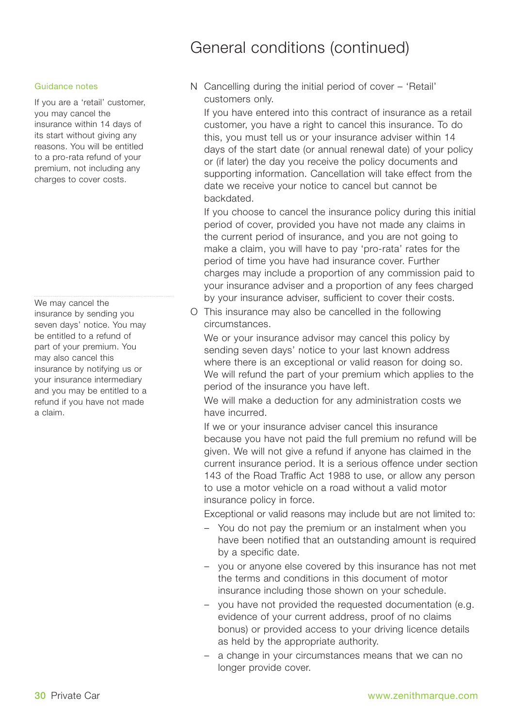# General conditions (continued)

Guidance notes

If you are a 'retail' customer, you may cancel the insurance within 14 days of its start without giving any reasons. You will be entitled to a pro-rata refund of your premium, not including any charges to cover costs.

N Cancelling during the initial period of cover – 'Retail' customers only.

If you have entered into this contract of insurance as a retail customer, you have a right to cancel this insurance. To do this, you must tell us or your insurance adviser within 14 days of the start date (or annual renewal date) of your policy or (if later) the day you receive the policy documents and supporting information. Cancellation will take effect from the date we receive your notice to cancel but cannot be backdated.

If you choose to cancel the insurance policy during this initial period of cover, provided you have not made any claims in the current period of insurance, and you are not going to make a claim, you will have to pay 'pro-rata' rates for the period of time you have had insurance cover. Further charges may include a proportion of any commission paid to your insurance adviser and a proportion of any fees charged by your insurance adviser, sufficient to cover their costs.

We may cancel the insurance by sending you seven days' notice. You may be entitled to a refund of part of your premium. You may also cancel this insurance by notifying us or your insurance intermediary and you may be entitled to a refund if you have not made a claim.

O This insurance may also be cancelled in the following circumstances.

We or your insurance advisor may cancel this policy by sending seven days' notice to your last known address where there is an exceptional or valid reason for doing so. We will refund the part of your premium which applies to the period of the insurance you have left.

We will make a deduction for any administration costs we have incurred.

If we or your insurance adviser cancel this insurance because you have not paid the full premium no refund will be given. We will not give a refund if anyone has claimed in the current insurance period. It is a serious offence under section 143 of the Road Traffic Act 1988 to use, or allow any person to use a motor vehicle on a road without a valid motor insurance policy in force.

Exceptional or valid reasons may include but are not limited to:

- You do not pay the premium or an instalment when you have been notified that an outstanding amount is required by a specific date.
- you or anyone else covered by this insurance has not met the terms and conditions in this document of motor insurance including those shown on your schedule.
- you have not provided the requested documentation (e.g. evidence of your current address, proof of no claims bonus) or provided access to your driving licence details as held by the appropriate authority.
- a change in your circumstances means that we can no longer provide cover.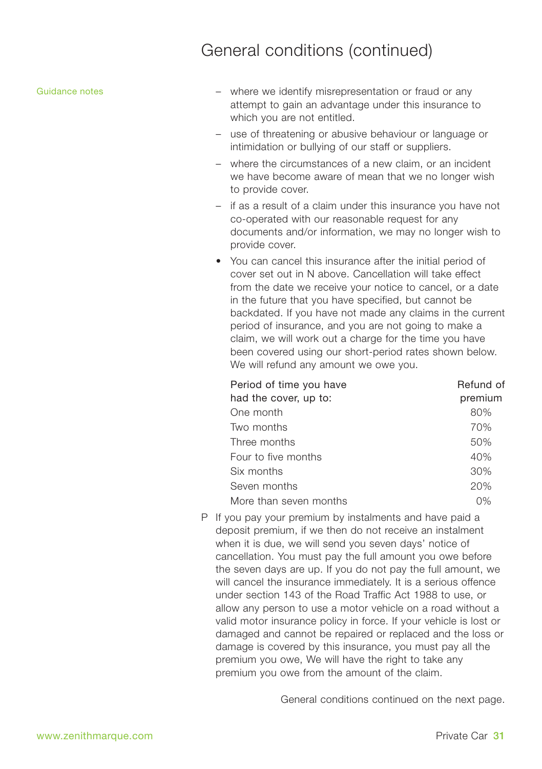# General conditions (continued)

Guidance notes

- where we identify misrepresentation or fraud or any attempt to gain an advantage under this insurance to which you are not entitled.
- use of threatening or abusive behaviour or language or intimidation or bullying of our staff or suppliers.
- where the circumstances of a new claim, or an incident we have become aware of mean that we no longer wish to provide cover.
- if as a result of a claim under this insurance you have not co-operated with our reasonable request for any documents and/or information, we may no longer wish to provide cover.

- You can cancel this insurance after the initial period of cover set out in N above. Cancellation will take effect from the date we receive your notice to cancel, or a date in the future that you have specified, but cannot be backdated. If you have not made any claims in the current period of insurance, and you are not going to make a claim, we will work out a charge for the time you have been covered using our short-period rates shown below. We will refund any amount we owe you.

| Period of time you have had the cover, up to: | Refund of premium |
|---|---|
| One month | 80% |
| Two months | 70% |
| Three months | 50% |
| Four to five months | 40% |
| Six months | 30% |
| Seven months | 20% |
| More than seven months | 0% |

P If you pay your premium by instalments and have paid a deposit premium, if we then do not receive an instalment when it is due, we will send you seven days' notice of cancellation. You must pay the full amount you owe before the seven days are up. If you do not pay the full amount, we will cancel the insurance immediately. It is a serious offence under section 143 of the Road Traffic Act 1988 to use, or allow any person to use a motor vehicle on a road without a valid motor insurance policy in force. If your vehicle is lost or damaged and cannot be repaired or replaced and the loss or damage is covered by this insurance, you must pay all the premium you owe, We will have the right to take any premium you owe from the amount of the claim.

General conditions continued on the next page.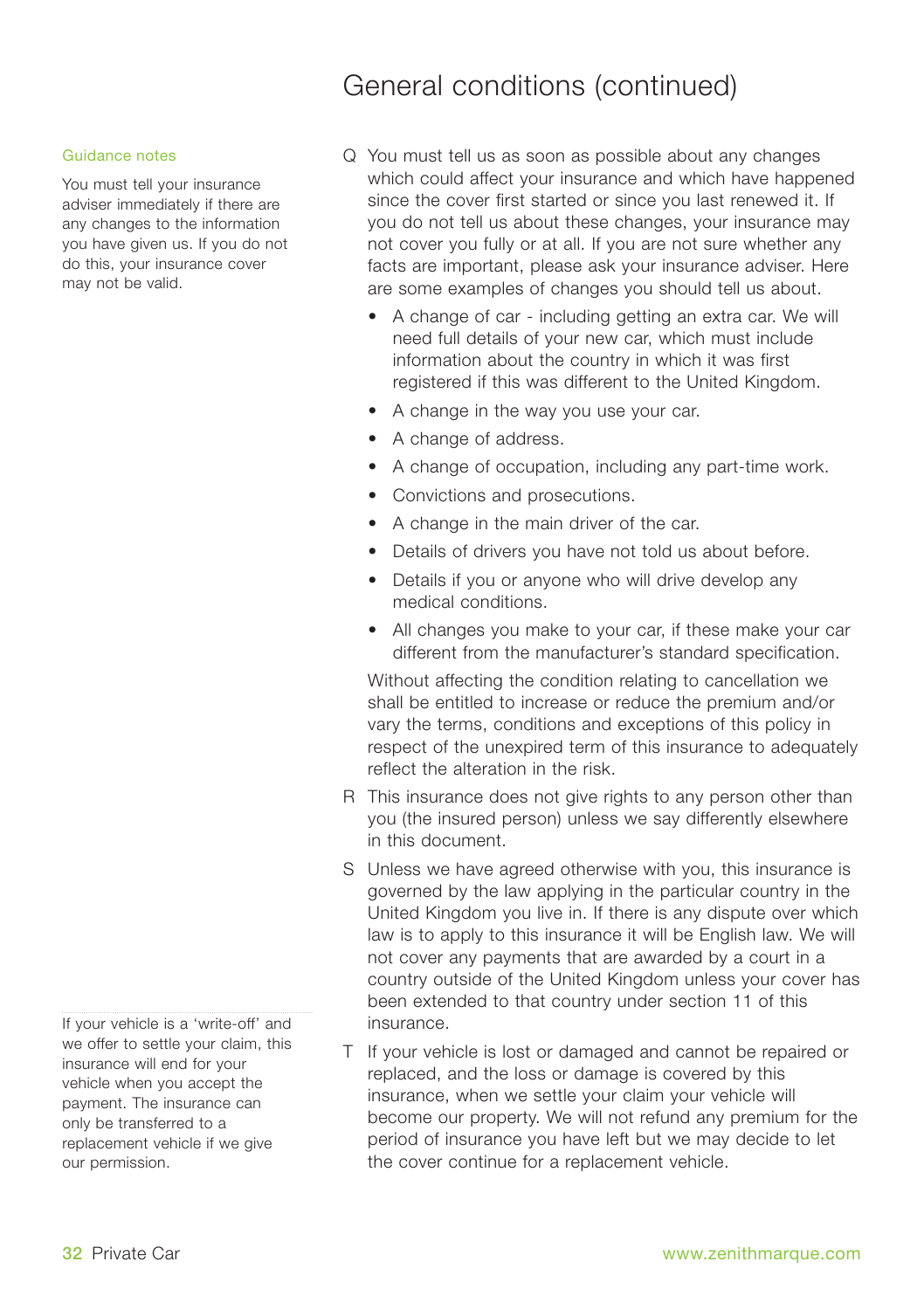# General conditions (continued)

Guidance notes

You must tell your insurance adviser immediately if there are any changes to the information you have given us. If you do not do this, your insurance cover may not be valid.

Q You must tell us as soon as possible about any changes which could affect your insurance and which have happened since the cover first started or since you last renewed it. If you do not tell us about these changes, your insurance may not cover you fully or at all. If you are not sure whether any facts are important, please ask your insurance adviser. Here are some examples of changes you should tell us about.

- A change of car - including getting an extra car. We will need full details of your new car, which must include information about the country in which it was first registered if this was different to the United Kingdom.
- A change in the way you use your car.
- A change of address.
- A change of occupation, including any part-time work.
- Convictions and prosecutions.
- A change in the main driver of the car.
- Details of drivers you have not told us about before.
- Details if you or anyone who will drive develop any medical conditions.
- All changes you make to your car, if these make your car different from the manufacturer's standard specification.

Without affecting the condition relating to cancellation we shall be entitled to increase or reduce the premium and/or vary the terms, conditions and exceptions of this policy in respect of the unexpired term of this insurance to adequately reflect the alteration in the risk.

R This insurance does not give rights to any person other than you (the insured person) unless we say differently elsewhere in this document.

S Unless we have agreed otherwise with you, this insurance is governed by the law applying in the particular country in the United Kingdom you live in. If there is any dispute over which law is to apply to this insurance it will be English law. We will not cover any payments that are awarded by a court in a country outside of the United Kingdom unless your cover has been extended to that country under section 11 of this insurance.

If your vehicle is a 'write-off' and we offer to settle your claim, this insurance will end for your vehicle when you accept the payment. The insurance can only be transferred to a replacement vehicle if we give our permission.

T If your vehicle is lost or damaged and cannot be repaired or replaced, and the loss or damage is covered by this insurance, when we settle your claim your vehicle will become our property. We will not refund any premium for the period of insurance you have left but we may decide to let the cover continue for a replacement vehicle.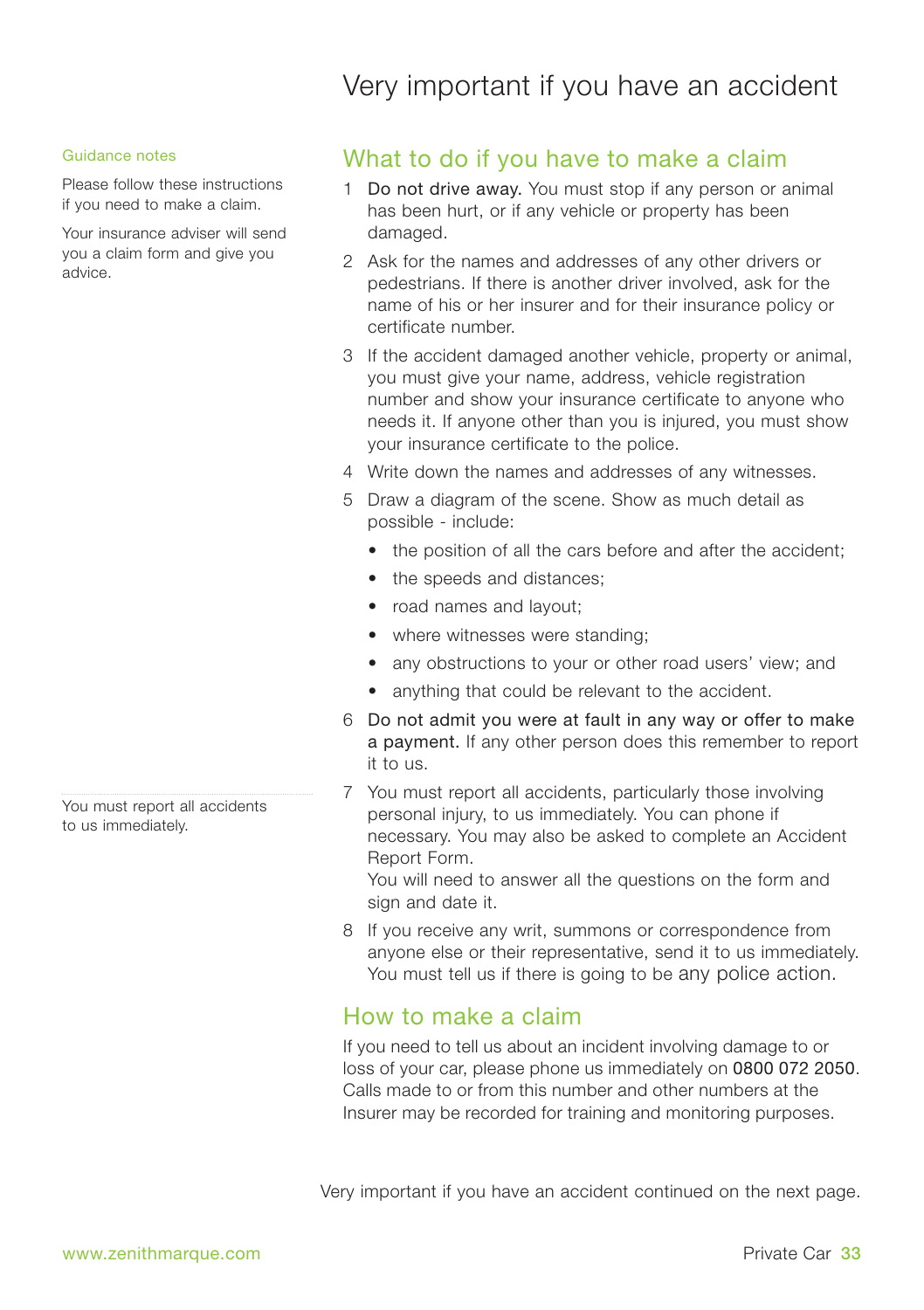# Very important if you have an accident

Guidance notes

Please follow these instructions if you need to make a claim.

Your insurance adviser will send you a claim form and give you advice.

## What to do if you have to make a claim

1. Do not drive away. You must stop if any person or animal has been hurt, or if any vehicle or property has been damaged.
2. Ask for the names and addresses of any other drivers or pedestrians. If there is another driver involved, ask for the name of his or her insurer and for their insurance policy or certificate number.
3. If the accident damaged another vehicle, property or animal, you must give your name, address, vehicle registration number and show your insurance certificate to anyone who needs it. If anyone other than you is injured, you must show your insurance certificate to the police.
4. Write down the names and addresses of any witnesses.
5. Draw a diagram of the scene. Show as much detail as possible - include:
   - the position of all the cars before and after the accident;
   - the speeds and distances;
   - road names and layout;
   - where witnesses were standing;
   - any obstructions to your or other road users' view; and
   - anything that could be relevant to the accident.
6. Do not admit you were at fault in any way or offer to make a payment. If any other person does this remember to report it to us.
7. You must report all accidents, particularly those involving personal injury, to us immediately. You can phone if necessary. You may also be asked to complete an Accident Report Form.
   You will need to answer all the questions on the form and sign and date it.
8. If you receive any writ, summons or correspondence from anyone else or their representative, send it to us immediately. You must tell us if there is going to be any police action.

You must report all accidents to us immediately.

## How to make a claim

If you need to tell us about an incident involving damage to or loss of your car, please phone us immediately on 0800 072 2050. Calls made to or from this number and other numbers at the Insurer may be recorded for training and monitoring purposes.

Very important if you have an accident continued on the next page.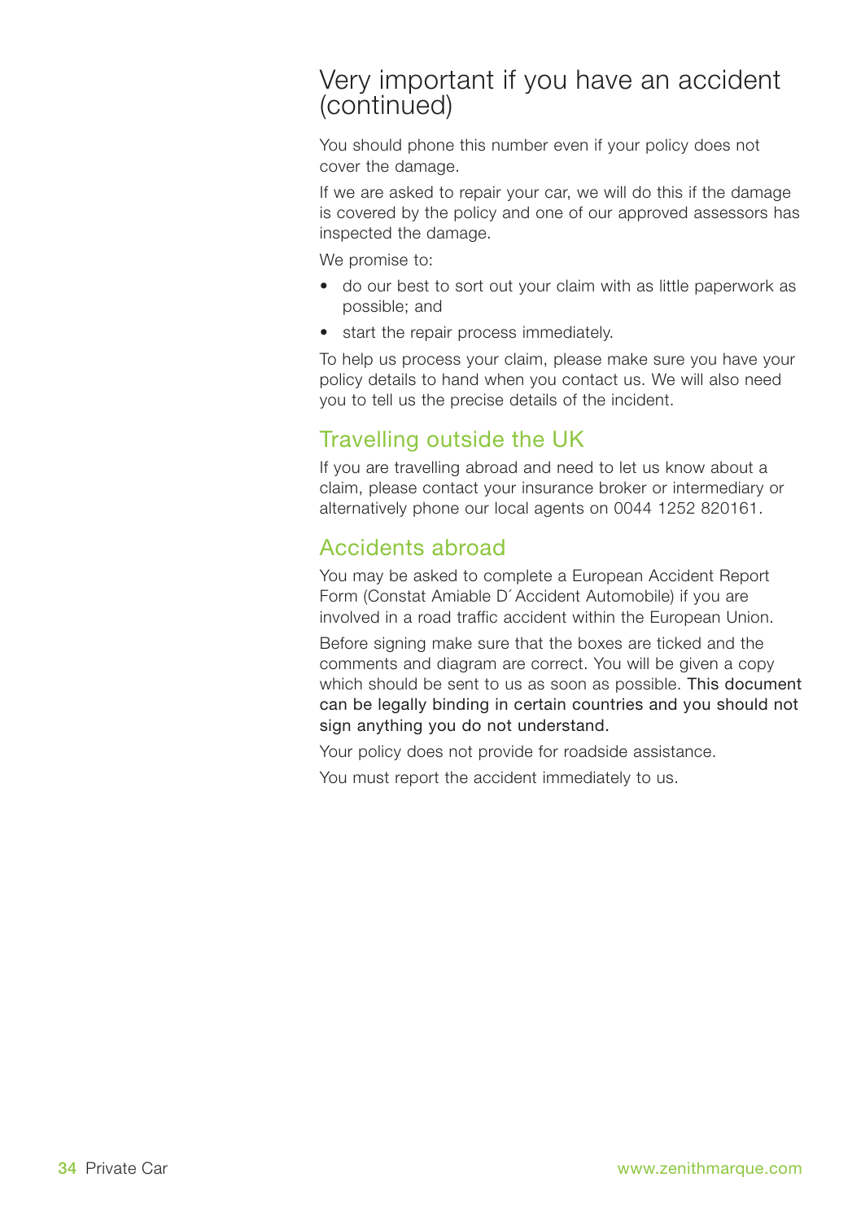## Very important if you have an accident (continued)

You should phone this number even if your policy does not cover the damage.

If we are asked to repair your car, we will do this if the damage is covered by the policy and one of our approved assessors has inspected the damage.

We promise to:

- do our best to sort out your claim with as little paperwork as possible; and
- start the repair process immediately.

To help us process your claim, please make sure you have your policy details to hand when you contact us. We will also need you to tell us the precise details of the incident.

## Travelling outside the UK

If you are travelling abroad and need to let us know about a claim, please contact your insurance broker or intermediary or alternatively phone our local agents on 0044 1252 820161.

## Accidents abroad

You may be asked to complete a European Accident Report Form (Constat Amiable D´Accident Automobile) if you are involved in a road traffic accident within the European Union.

Before signing make sure that the boxes are ticked and the comments and diagram are correct. You will be given a copy which should be sent to us as soon as possible. This document can be legally binding in certain countries and you should not sign anything you do not understand.

Your policy does not provide for roadside assistance.

You must report the accident immediately to us.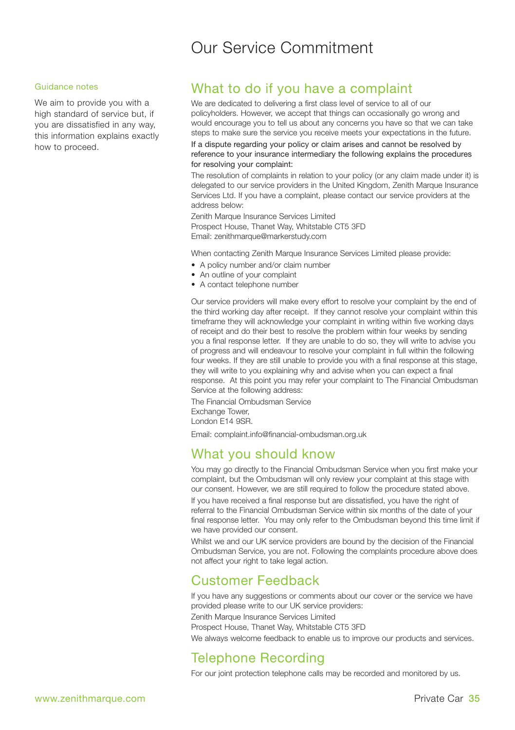# Our Service Commitment

Guidance notes

We aim to provide you with a high standard of service but, if you are dissatisfied in any way, this information explains exactly how to proceed.

## What to do if you have a complaint

We are dedicated to delivering a first class level of service to all of our policyholders. However, we accept that things can occasionally go wrong and would encourage you to tell us about any concerns you have so that we can take steps to make sure the service you receive meets your expectations in the future.

If a dispute regarding your policy or claim arises and cannot be resolved by reference to your insurance intermediary the following explains the procedures for resolving your complaint:

The resolution of complaints in relation to your policy (or any claim made under it) is delegated to our service providers in the United Kingdom, Zenith Marque Insurance Services Ltd. If you have a complaint, please contact our service providers at the address below:

Zenith Marque Insurance Services Limited
Prospect House, Thanet Way, Whitstable CT5 3FD
Email: zenithmarque@markerstudy.com

When contacting Zenith Marque Insurance Services Limited please provide:

- A policy number and/or claim number
- An outline of your complaint
- A contact telephone number

Our service providers will make every effort to resolve your complaint by the end of the third working day after receipt. If they cannot resolve your complaint within this timeframe they will acknowledge your complaint in writing within five working days of receipt and do their best to resolve the problem within four weeks by sending you a final response letter. If they are unable to do so, they will write to advise you of progress and will endeavour to resolve your complaint in full within the following four weeks. If they are still unable to provide you with a final response at this stage, they will write to you explaining why and advise when you can expect a final response. At this point you may refer your complaint to The Financial Ombudsman Service at the following address:

The Financial Ombudsman Service
Exchange Tower,
London E14 9SR.

Email: complaint.info@financial-ombudsman.org.uk

## What you should know

You may go directly to the Financial Ombudsman Service when you first make your complaint, but the Ombudsman will only review your complaint at this stage with our consent. However, we are still required to follow the procedure stated above.

If you have received a final response but are dissatisfied, you have the right of referral to the Financial Ombudsman Service within six months of the date of your final response letter. You may only refer to the Ombudsman beyond this time limit if we have provided our consent.

Whilst we and our UK service providers are bound by the decision of the Financial Ombudsman Service, you are not. Following the complaints procedure above does not affect your right to take legal action.

## Customer Feedback

If you have any suggestions or comments about our cover or the service we have provided please write to our UK service providers:

Zenith Marque Insurance Services Limited
Prospect House, Thanet Way, Whitstable CT5 3FD

We always welcome feedback to enable us to improve our products and services.

## Telephone Recording

For our joint protection telephone calls may be recorded and monitored by us.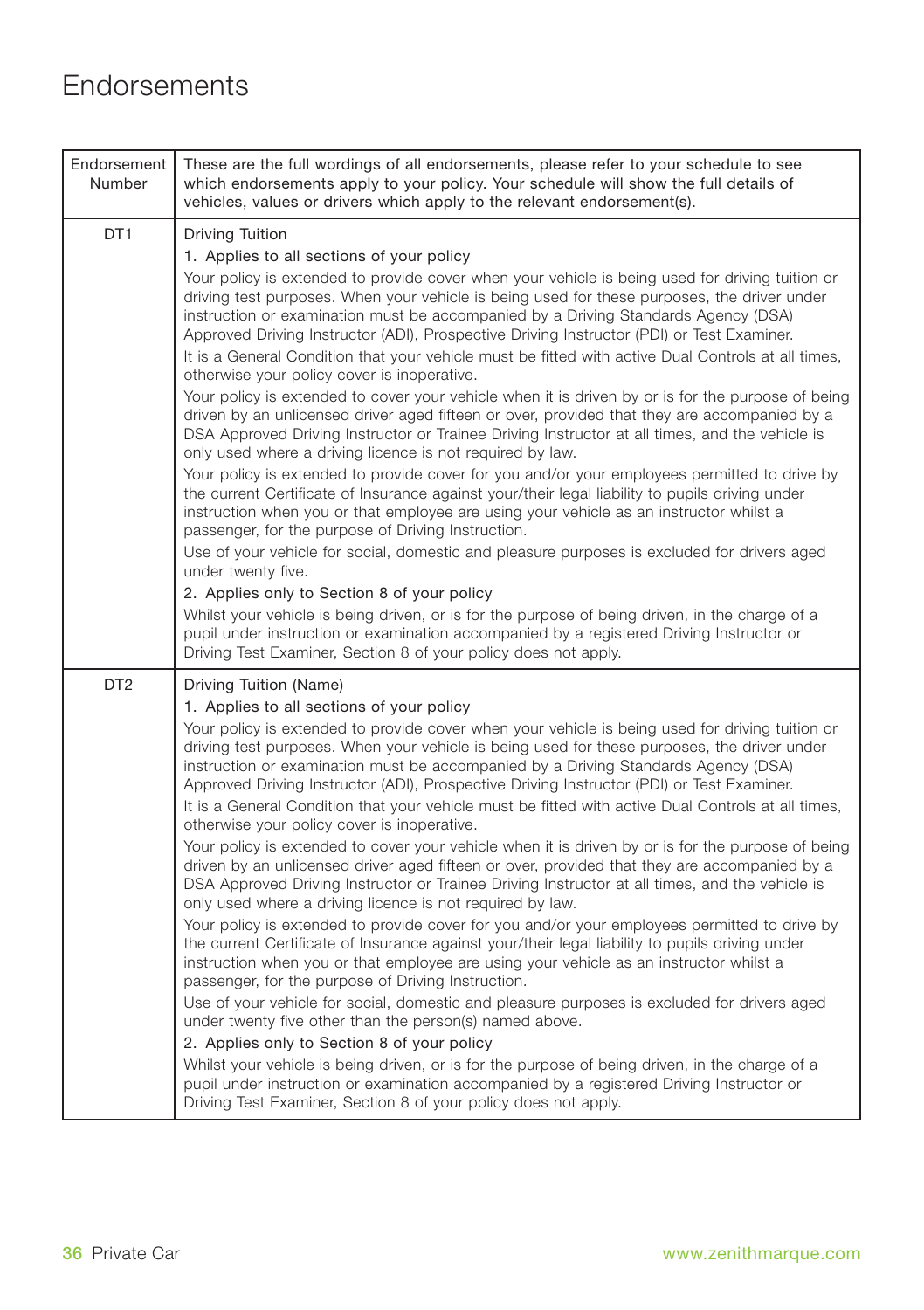# Endorsements

| Endorsement Number | These are the full wordings of all endorsements, please refer to your schedule to see which endorsements apply to your policy. Your schedule will show the full details of vehicles, values or drivers which apply to the relevant endorsement(s). |
|---|---|
| DT1 | Driving Tuition<br><br>1. Applies to all sections of your policy<br><br>Your policy is extended to provide cover when your vehicle is being used for driving tuition or driving test purposes. When your vehicle is being used for these purposes, the driver under instruction or examination must be accompanied by a Driving Standards Agency (DSA) Approved Driving Instructor (ADI), Prospective Driving Instructor (PDI) or Test Examiner.<br><br>It is a General Condition that your vehicle must be fitted with active Dual Controls at all times, otherwise your policy cover is inoperative.<br><br>Your policy is extended to cover your vehicle when it is driven by or is for the purpose of being driven by an unlicensed driver aged fifteen or over, provided that they are accompanied by a DSA Approved Driving Instructor or Trainee Driving Instructor at all times, and the vehicle is only used where a driving licence is not required by law.<br><br>Your policy is extended to provide cover for you and/or your employees permitted to drive by the current Certificate of Insurance against your/their legal liability to pupils driving under instruction when you or that employee are using your vehicle as an instructor whilst a passenger, for the purpose of Driving Instruction.<br><br>Use of your vehicle for social, domestic and pleasure purposes is excluded for drivers aged under twenty five.<br><br>2. Applies only to Section 8 of your policy<br><br>Whilst your vehicle is being driven, or is for the purpose of being driven, in the charge of a pupil under instruction or examination accompanied by a registered Driving Instructor or Driving Test Examiner, Section 8 of your policy does not apply. |
| DT2 | Driving Tuition (Name)<br><br>1. Applies to all sections of your policy<br><br>Your policy is extended to provide cover when your vehicle is being used for driving tuition or driving test purposes. When your vehicle is being used for these purposes, the driver under instruction or examination must be accompanied by a Driving Standards Agency (DSA) Approved Driving Instructor (ADI), Prospective Driving Instructor (PDI) or Test Examiner.<br><br>It is a General Condition that your vehicle must be fitted with active Dual Controls at all times, otherwise your policy cover is inoperative.<br><br>Your policy is extended to cover your vehicle when it is driven by or is for the purpose of being driven by an unlicensed driver aged fifteen or over, provided that they are accompanied by a DSA Approved Driving Instructor or Trainee Driving Instructor at all times, and the vehicle is only used where a driving licence is not required by law.<br><br>Your policy is extended to provide cover for you and/or your employees permitted to drive by the current Certificate of Insurance against your/their legal liability to pupils driving under instruction when you or that employee are using your vehicle as an instructor whilst a passenger, for the purpose of Driving Instruction.<br><br>Use of your vehicle for social, domestic and pleasure purposes is excluded for drivers aged under twenty five other than the person(s) named above.<br><br>2. Applies only to Section 8 of your policy<br><br>Whilst your vehicle is being driven, or is for the purpose of being driven, in the charge of a pupil under instruction or examination accompanied by a registered Driving Instructor or Driving Test Examiner, Section 8 of your policy does not apply. |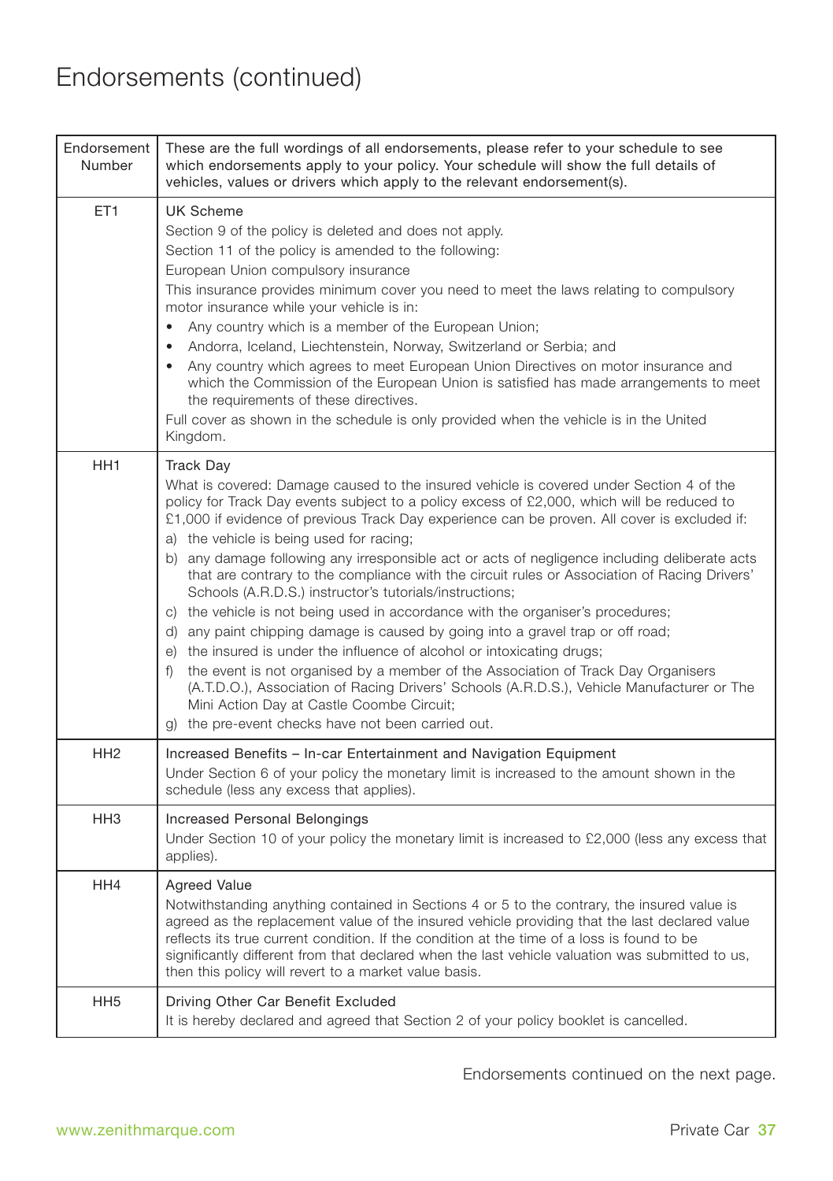# Endorsements (continued)

| Endorsement Number | These are the full wordings of all endorsements, please refer to your schedule to see which endorsements apply to your policy. Your schedule will show the full details of vehicles, values or drivers which apply to the relevant endorsement(s). |
|---|---|
| ET1 | UK Scheme<br>Section 9 of the policy is deleted and does not apply.<br>Section 11 of the policy is amended to the following:<br>European Union compulsory insurance<br>This insurance provides minimum cover you need to meet the laws relating to compulsory motor insurance while your vehicle is in:<br>• Any country which is a member of the European Union;<br>• Andorra, Iceland, Liechtenstein, Norway, Switzerland or Serbia; and<br>• Any country which agrees to meet European Union Directives on motor insurance and which the Commission of the European Union is satisfied has made arrangements to meet the requirements of these directives.<br>Full cover as shown in the schedule is only provided when the vehicle is in the United Kingdom. |
| HH1 | Track Day<br>What is covered: Damage caused to the insured vehicle is covered under Section 4 of the policy for Track Day events subject to a policy excess of £2,000, which will be reduced to £1,000 if evidence of previous Track Day experience can be proven. All cover is excluded if:<br>a) the vehicle is being used for racing;<br>b) any damage following any irresponsible act or acts of negligence including deliberate acts that are contrary to the compliance with the circuit rules or Association of Racing Drivers' Schools (A.R.D.S.) instructor's tutorials/instructions;<br>c) the vehicle is not being used in accordance with the organiser's procedures;<br>d) any paint chipping damage is caused by going into a gravel trap or off road;<br>e) the insured is under the influence of alcohol or intoxicating drugs;<br>f) the event is not organised by a member of the Association of Track Day Organisers (A.T.D.O.), Association of Racing Drivers' Schools (A.R.D.S.), Vehicle Manufacturer or The Mini Action Day at Castle Coombe Circuit;<br>g) the pre-event checks have not been carried out. |
| HH2 | Increased Benefits – In-car Entertainment and Navigation Equipment<br>Under Section 6 of your policy the monetary limit is increased to the amount shown in the schedule (less any excess that applies). |
| HH3 | Increased Personal Belongings<br>Under Section 10 of your policy the monetary limit is increased to £2,000 (less any excess that applies). |
| HH4 | Agreed Value<br>Notwithstanding anything contained in Sections 4 or 5 to the contrary, the insured value is agreed as the replacement value of the insured vehicle providing that the last declared value reflects its true current condition. If the condition at the time of a loss is found to be significantly different from that declared when the last vehicle valuation was submitted to us, then this policy will revert to a market value basis. |
| HH5 | Driving Other Car Benefit Excluded<br>It is hereby declared and agreed that Section 2 of your policy booklet is cancelled. |

Endorsements continued on the next page.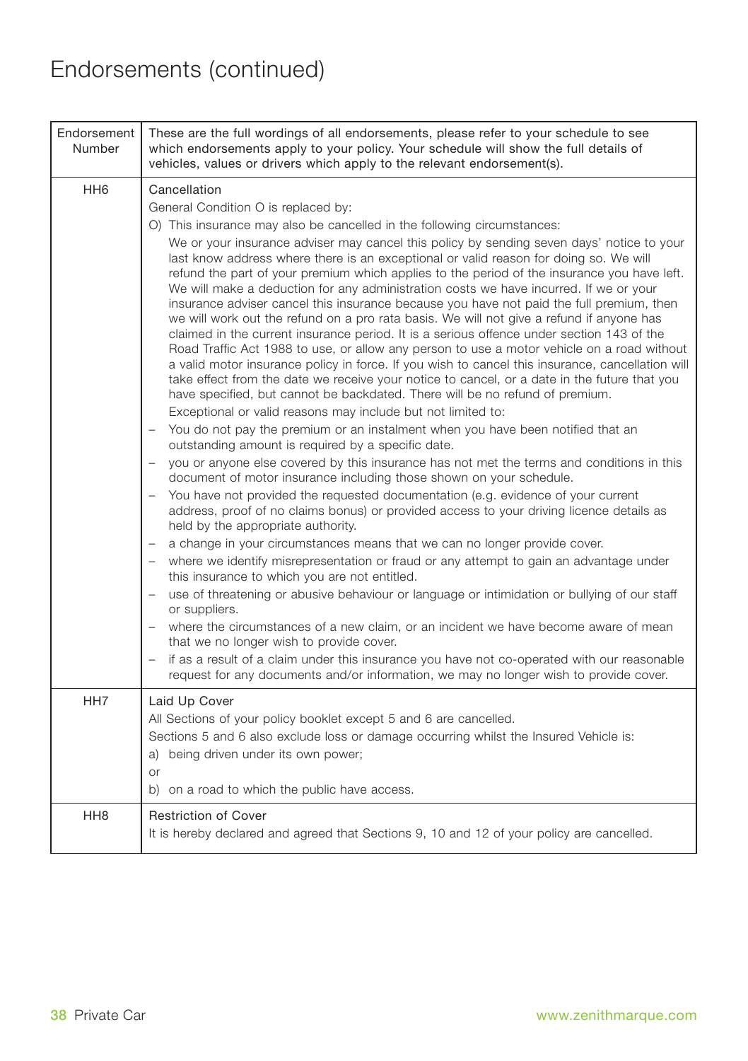# Endorsements (continued)

| Endorsement Number | These are the full wordings of all endorsements, please refer to your schedule to see which endorsements apply to your policy. Your schedule will show the full details of vehicles, values or drivers which apply to the relevant endorsement(s). |
|---|---|
| HH6 | Cancellation<br>General Condition O is replaced by:<br>O) This insurance may also be cancelled in the following circumstances:<br>We or your insurance adviser may cancel this policy by sending seven days' notice to your last know address where there is an exceptional or valid reason for doing so. We will refund the part of your premium which applies to the period of the insurance you have left. We will make a deduction for any administration costs we have incurred. If we or your insurance adviser cancel this insurance because you have not paid the full premium, then we will work out the refund on a pro rata basis. We will not give a refund if anyone has claimed in the current insurance period. It is a serious offence under section 143 of the Road Traffic Act 1988 to use, or allow any person to use a motor vehicle on a road without a valid motor insurance policy in force. If you wish to cancel this insurance, cancellation will take effect from the date we receive your notice to cancel, or a date in the future that you have specified, but cannot be backdated. There will be no refund of premium.<br>Exceptional or valid reasons may include but not limited to:<br>– You do not pay the premium or an instalment when you have been notified that an outstanding amount is required by a specific date.<br>– you or anyone else covered by this insurance has not met the terms and conditions in this document of motor insurance including those shown on your schedule.<br>– You have not provided the requested documentation (e.g. evidence of your current address, proof of no claims bonus) or provided access to your driving licence details as held by the appropriate authority.<br>– a change in your circumstances means that we can no longer provide cover.<br>– where we identify misrepresentation or fraud or any attempt to gain an advantage under this insurance to which you are not entitled.<br>– use of threatening or abusive behaviour or language or intimidation or bullying of our staff or suppliers.<br>– where the circumstances of a new claim, or an incident we have become aware of mean that we no longer wish to provide cover.<br>– if as a result of a claim under this insurance you have not co-operated with our reasonable request for any documents and/or information, we may no longer wish to provide cover. |
| HH7 | Laid Up Cover<br>All Sections of your policy booklet except 5 and 6 are cancelled.<br>Sections 5 and 6 also exclude loss or damage occurring whilst the Insured Vehicle is:<br>a) being driven under its own power;<br>or<br>b) on a road to which the public have access. |
| HH8 | Restriction of Cover<br>It is hereby declared and agreed that Sections 9, 10 and 12 of your policy are cancelled. |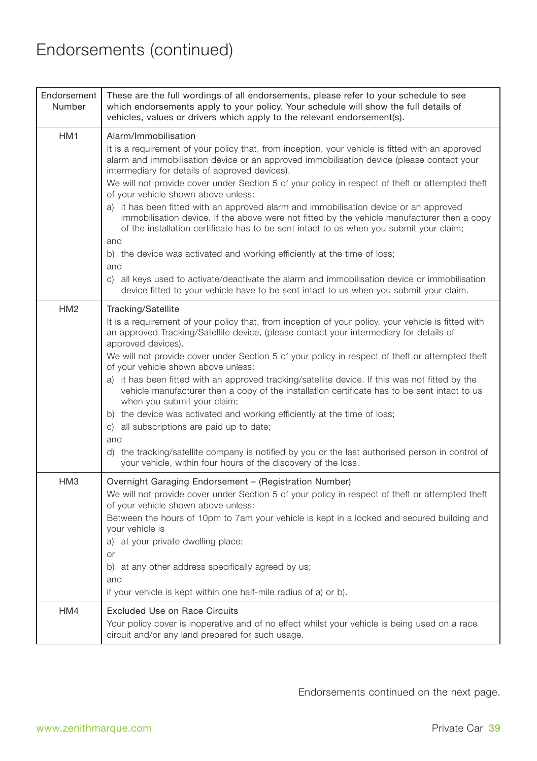# Endorsements (continued)

| Endorsement Number | These are the full wordings of all endorsements, please refer to your schedule to see which endorsements apply to your policy. Your schedule will show the full details of vehicles, values or drivers which apply to the relevant endorsement(s). |
|---|---|
| HM1 | Alarm/Immobilisation<br><br>It is a requirement of your policy that, from inception, your vehicle is fitted with an approved alarm and immobilisation device or an approved immobilisation device (please contact your intermediary for details of approved devices).<br><br>We will not provide cover under Section 5 of your policy in respect of theft or attempted theft of your vehicle shown above unless:<br><br>a) it has been fitted with an approved alarm and immobilisation device or an approved immobilisation device. If the above were not fitted by the vehicle manufacturer then a copy of the installation certificate has to be sent intact to us when you submit your claim;<br><br>and<br><br>b) the device was activated and working efficiently at the time of loss;<br><br>and<br><br>c) all keys used to activate/deactivate the alarm and immobilisation device or immobilisation device fitted to your vehicle have to be sent intact to us when you submit your claim. |
| HM2 | Tracking/Satellite<br><br>It is a requirement of your policy that, from inception of your policy, your vehicle is fitted with an approved Tracking/Satellite device, (please contact your intermediary for details of approved devices).<br><br>We will not provide cover under Section 5 of your policy in respect of theft or attempted theft of your vehicle shown above unless:<br><br>a) it has been fitted with an approved tracking/satellite device. If this was not fitted by the vehicle manufacturer then a copy of the installation certificate has to be sent intact to us when you submit your claim;<br><br>b) the device was activated and working efficiently at the time of loss;<br><br>c) all subscriptions are paid up to date;<br><br>and<br><br>d) the tracking/satellite company is notified by you or the last authorised person in control of your vehicle, within four hours of the discovery of the loss. |
| HM3 | Overnight Garaging Endorsement – (Registration Number)<br><br>We will not provide cover under Section 5 of your policy in respect of theft or attempted theft of your vehicle shown above unless:<br><br>Between the hours of 10pm to 7am your vehicle is kept in a locked and secured building and your vehicle is<br><br>a) at your private dwelling place;<br><br>or<br><br>b) at any other address specifically agreed by us;<br><br>and<br><br>if your vehicle is kept within one half-mile radius of a) or b). |
| HM4 | Excluded Use on Race Circuits<br><br>Your policy cover is inoperative and of no effect whilst your vehicle is being used on a race circuit and/or any land prepared for such usage. |

Endorsements continued on the next page.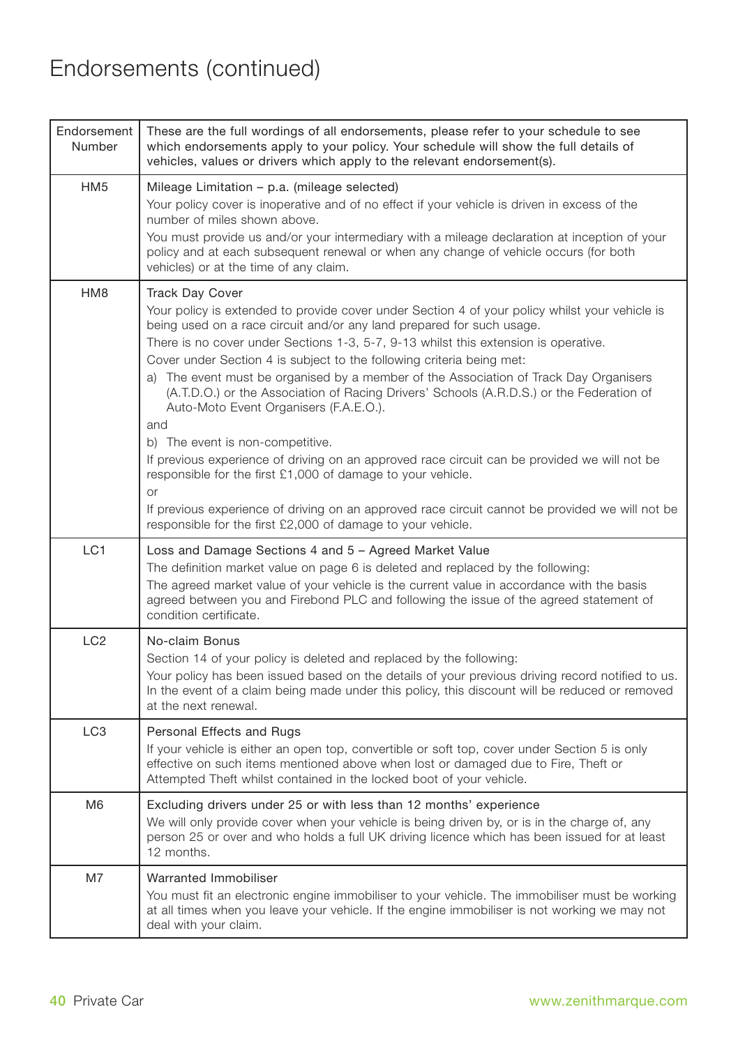# Endorsements (continued)

| Endorsement Number | These are the full wordings of all endorsements, please refer to your schedule to see which endorsements apply to your policy. Your schedule will show the full details of vehicles, values or drivers which apply to the relevant endorsement(s). |
|---|---|
| HM5 | Mileage Limitation – p.a. (mileage selected)<br>Your policy cover is inoperative and of no effect if your vehicle is driven in excess of the number of miles shown above.<br>You must provide us and/or your intermediary with a mileage declaration at inception of your policy and at each subsequent renewal or when any change of vehicle occurs (for both vehicles) or at the time of any claim. |
| HM8 | Track Day Cover<br>Your policy is extended to provide cover under Section 4 of your policy whilst your vehicle is being used on a race circuit and/or any land prepared for such usage.<br>There is no cover under Sections 1-3, 5-7, 9-13 whilst this extension is operative.<br>Cover under Section 4 is subject to the following criteria being met:<br>a) The event must be organised by a member of the Association of Track Day Organisers (A.T.D.O.) or the Association of Racing Drivers' Schools (A.R.D.S.) or the Federation of Auto-Moto Event Organisers (F.A.E.O.).<br>and<br>b) The event is non-competitive.<br>If previous experience of driving on an approved race circuit can be provided we will not be responsible for the first £1,000 of damage to your vehicle.<br>or<br>If previous experience of driving on an approved race circuit cannot be provided we will not be responsible for the first £2,000 of damage to your vehicle. |
| LC1 | Loss and Damage Sections 4 and 5 – Agreed Market Value<br>The definition market value on page 6 is deleted and replaced by the following:<br>The agreed market value of your vehicle is the current value in accordance with the basis agreed between you and Firebond PLC and following the issue of the agreed statement of condition certificate. |
| LC2 | No-claim Bonus<br>Section 14 of your policy is deleted and replaced by the following:<br>Your policy has been issued based on the details of your previous driving record notified to us. In the event of a claim being made under this policy, this discount will be reduced or removed at the next renewal. |
| LC3 | Personal Effects and Rugs<br>If your vehicle is either an open top, convertible or soft top, cover under Section 5 is only effective on such items mentioned above when lost or damaged due to Fire, Theft or Attempted Theft whilst contained in the locked boot of your vehicle. |
| M6 | Excluding drivers under 25 or with less than 12 months' experience<br>We will only provide cover when your vehicle is being driven by, or is in the charge of, any person 25 or over and who holds a full UK driving licence which has been issued for at least 12 months. |
| M7 | Warranted Immobiliser<br>You must fit an electronic engine immobiliser to your vehicle. The immobiliser must be working at all times when you leave your vehicle. If the engine immobiliser is not working we may not deal with your claim. |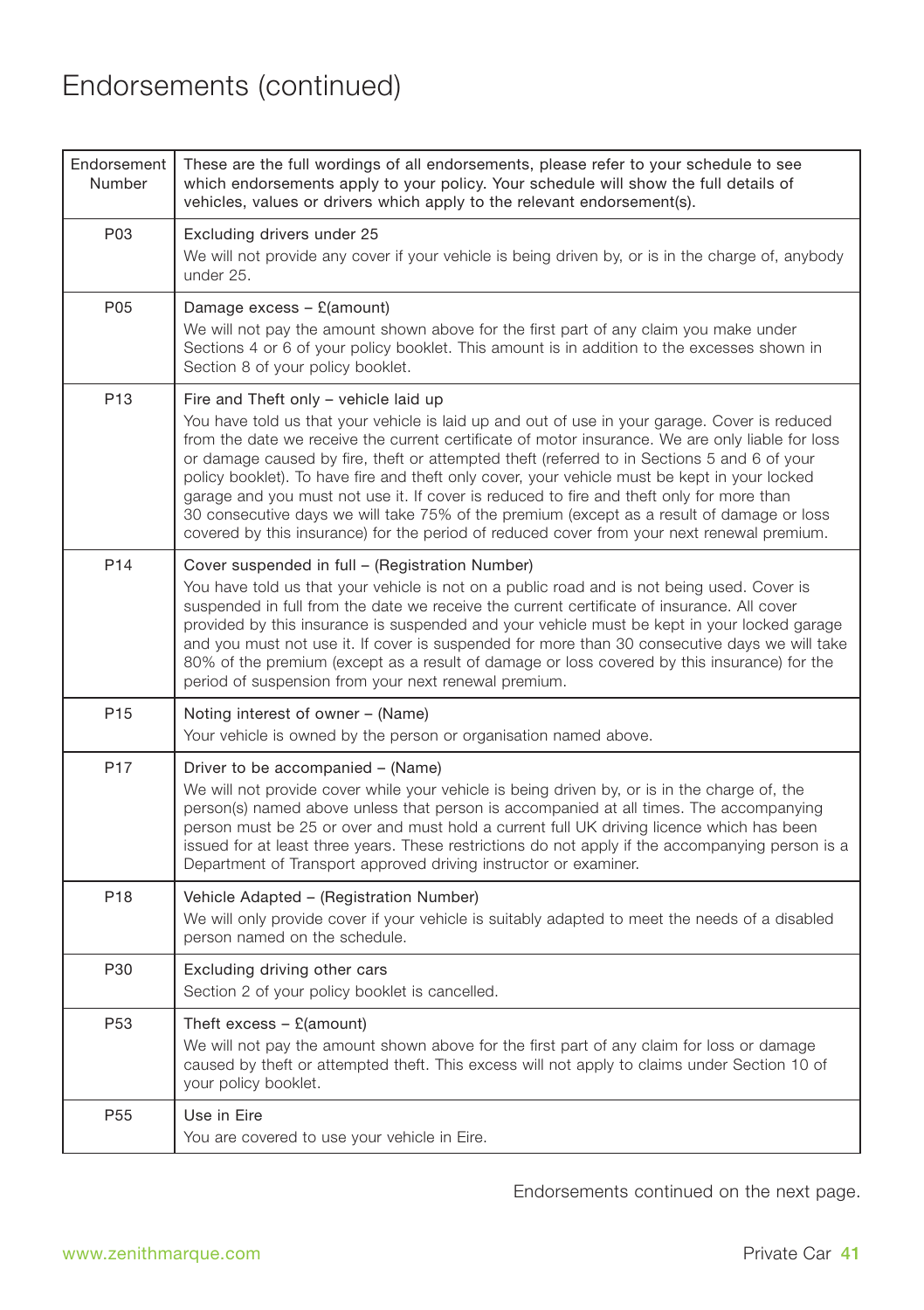# Endorsements (continued)

| Endorsement Number | These are the full wordings of all endorsements, please refer to your schedule to see which endorsements apply to your policy. Your schedule will show the full details of vehicles, values or drivers which apply to the relevant endorsement(s). |
|---|---|
| P03 | Excluding drivers under 25<br>We will not provide any cover if your vehicle is being driven by, or is in the charge of, anybody under 25. |
| P05 | Damage excess – £(amount)<br>We will not pay the amount shown above for the first part of any claim you make under Sections 4 or 6 of your policy booklet. This amount is in addition to the excesses shown in Section 8 of your policy booklet. |
| P13 | Fire and Theft only – vehicle laid up<br>You have told us that your vehicle is laid up and out of use in your garage. Cover is reduced from the date we receive the current certificate of motor insurance. We are only liable for loss or damage caused by fire, theft or attempted theft (referred to in Sections 5 and 6 of your policy booklet). To have fire and theft only cover, your vehicle must be kept in your locked garage and you must not use it. If cover is reduced to fire and theft only for more than 30 consecutive days we will take 75% of the premium (except as a result of damage or loss covered by this insurance) for the period of reduced cover from your next renewal premium. |
| P14 | Cover suspended in full – (Registration Number)<br>You have told us that your vehicle is not on a public road and is not being used. Cover is suspended in full from the date we receive the current certificate of insurance. All cover provided by this insurance is suspended and your vehicle must be kept in your locked garage and you must not use it. If cover is suspended for more than 30 consecutive days we will take 80% of the premium (except as a result of damage or loss covered by this insurance) for the period of suspension from your next renewal premium. |
| P15 | Noting interest of owner – (Name)<br>Your vehicle is owned by the person or organisation named above. |
| P17 | Driver to be accompanied – (Name)<br>We will not provide cover while your vehicle is being driven by, or is in the charge of, the person(s) named above unless that person is accompanied at all times. The accompanying person must be 25 or over and must hold a current full UK driving licence which has been issued for at least three years. These restrictions do not apply if the accompanying person is a Department of Transport approved driving instructor or examiner. |
| P18 | Vehicle Adapted – (Registration Number)<br>We will only provide cover if your vehicle is suitably adapted to meet the needs of a disabled person named on the schedule. |
| P30 | Excluding driving other cars<br>Section 2 of your policy booklet is cancelled. |
| P53 | Theft excess – £(amount)<br>We will not pay the amount shown above for the first part of any claim for loss or damage caused by theft or attempted theft. This excess will not apply to claims under Section 10 of your policy booklet. |
| P55 | Use in Eire<br>You are covered to use your vehicle in Eire. |

Endorsements continued on the next page.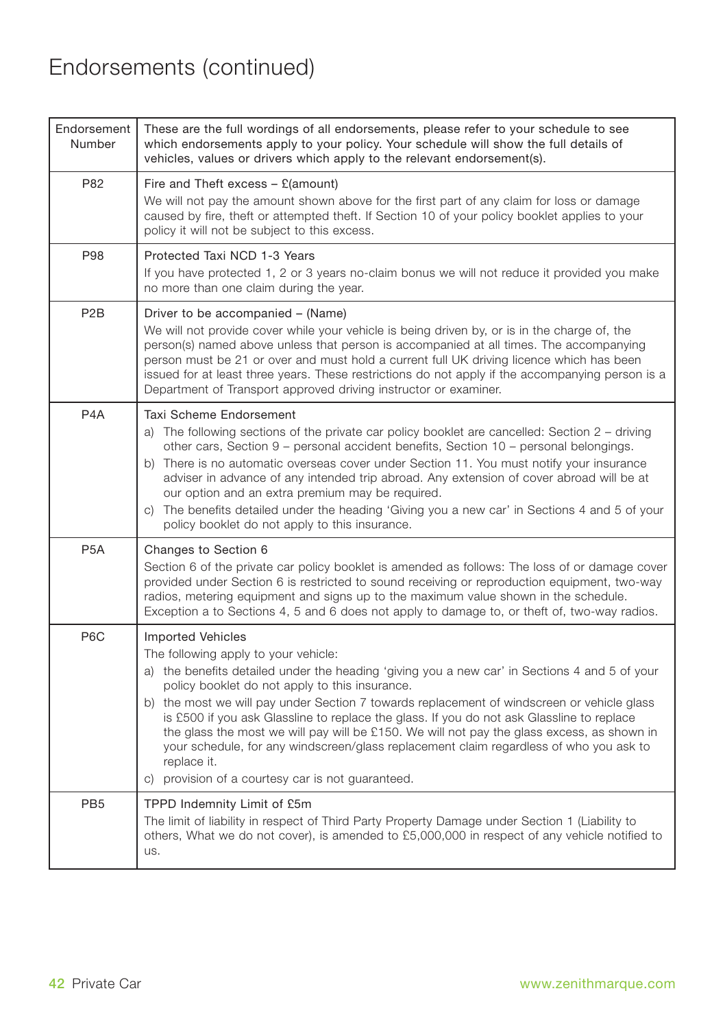# Endorsements (continued)

| Endorsement Number | These are the full wordings of all endorsements, please refer to your schedule to see which endorsements apply to your policy. Your schedule will show the full details of vehicles, values or drivers which apply to the relevant endorsement(s). |
|---|---|
| P82 | Fire and Theft excess – £(amount)<br>We will not pay the amount shown above for the first part of any claim for loss or damage caused by fire, theft or attempted theft. If Section 10 of your policy booklet applies to your policy it will not be subject to this excess. |
| P98 | Protected Taxi NCD 1-3 Years<br>If you have protected 1, 2 or 3 years no-claim bonus we will not reduce it provided you make no more than one claim during the year. |
| P2B | Driver to be accompanied – (Name)<br>We will not provide cover while your vehicle is being driven by, or is in the charge of, the person(s) named above unless that person is accompanied at all times. The accompanying person must be 21 or over and must hold a current full UK driving licence which has been issued for at least three years. These restrictions do not apply if the accompanying person is a Department of Transport approved driving instructor or examiner. |
| P4A | Taxi Scheme Endorsement<br>a) The following sections of the private car policy booklet are cancelled: Section 2 – driving other cars, Section 9 – personal accident benefits, Section 10 – personal belongings.<br>b) There is no automatic overseas cover under Section 11. You must notify your insurance adviser in advance of any intended trip abroad. Any extension of cover abroad will be at our option and an extra premium may be required.<br>c) The benefits detailed under the heading 'Giving you a new car' in Sections 4 and 5 of your policy booklet do not apply to this insurance. |
| P5A | Changes to Section 6<br>Section 6 of the private car policy booklet is amended as follows: The loss of or damage cover provided under Section 6 is restricted to sound receiving or reproduction equipment, two-way radios, metering equipment and signs up to the maximum value shown in the schedule. Exception a to Sections 4, 5 and 6 does not apply to damage to, or theft of, two-way radios. |
| P6C | Imported Vehicles<br>The following apply to your vehicle:<br>a) the benefits detailed under the heading 'giving you a new car' in Sections 4 and 5 of your policy booklet do not apply to this insurance.<br>b) the most we will pay under Section 7 towards replacement of windscreen or vehicle glass is £500 if you ask Glassline to replace the glass. If you do not ask Glassline to replace the glass the most we will pay will be £150. We will not pay the glass excess, as shown in your schedule, for any windscreen/glass replacement claim regardless of who you ask to replace it.<br>c) provision of a courtesy car is not guaranteed. |
| PB5 | TPPD Indemnity Limit of £5m<br>The limit of liability in respect of Third Party Property Damage under Section 1 (Liability to others, What we do not cover), is amended to £5,000,000 in respect of any vehicle notified to us. |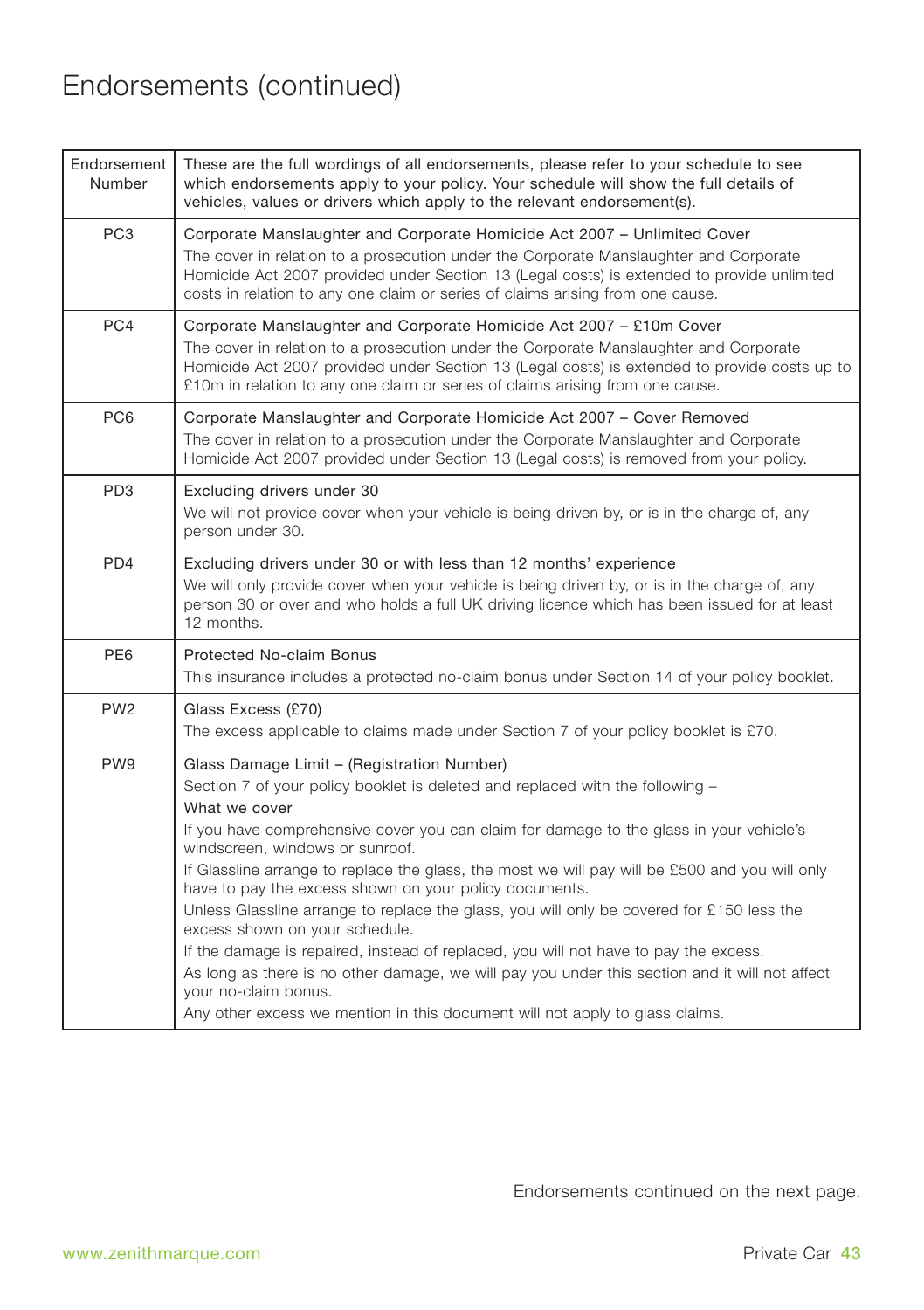# Endorsements (continued)

| Endorsement Number | These are the full wordings of all endorsements, please refer to your schedule to see which endorsements apply to your policy. Your schedule will show the full details of vehicles, values or drivers which apply to the relevant endorsement(s). |
|---|---|
| PC3 | Corporate Manslaughter and Corporate Homicide Act 2007 – Unlimited Cover<br>The cover in relation to a prosecution under the Corporate Manslaughter and Corporate Homicide Act 2007 provided under Section 13 (Legal costs) is extended to provide unlimited costs in relation to any one claim or series of claims arising from one cause. |
| PC4 | Corporate Manslaughter and Corporate Homicide Act 2007 – £10m Cover<br>The cover in relation to a prosecution under the Corporate Manslaughter and Corporate Homicide Act 2007 provided under Section 13 (Legal costs) is extended to provide costs up to £10m in relation to any one claim or series of claims arising from one cause. |
| PC6 | Corporate Manslaughter and Corporate Homicide Act 2007 – Cover Removed<br>The cover in relation to a prosecution under the Corporate Manslaughter and Corporate Homicide Act 2007 provided under Section 13 (Legal costs) is removed from your policy. |
| PD3 | Excluding drivers under 30<br>We will not provide cover when your vehicle is being driven by, or is in the charge of, any person under 30. |
| PD4 | Excluding drivers under 30 or with less than 12 months' experience<br>We will only provide cover when your vehicle is being driven by, or is in the charge of, any person 30 or over and who holds a full UK driving licence which has been issued for at least 12 months. |
| PE6 | Protected No-claim Bonus<br>This insurance includes a protected no-claim bonus under Section 14 of your policy booklet. |
| PW2 | Glass Excess (£70)<br>The excess applicable to claims made under Section 7 of your policy booklet is £70. |
| PW9 | Glass Damage Limit – (Registration Number)<br>Section 7 of your policy booklet is deleted and replaced with the following –<br>What we cover<br>If you have comprehensive cover you can claim for damage to the glass in your vehicle's windscreen, windows or sunroof.<br>If Glassline arrange to replace the glass, the most we will pay will be £500 and you will only have to pay the excess shown on your policy documents.<br>Unless Glassline arrange to replace the glass, you will only be covered for £150 less the excess shown on your schedule.<br>If the damage is repaired, instead of replaced, you will not have to pay the excess.<br>As long as there is no other damage, we will pay you under this section and it will not affect your no-claim bonus.<br>Any other excess we mention in this document will not apply to glass claims. |

Endorsements continued on the next page.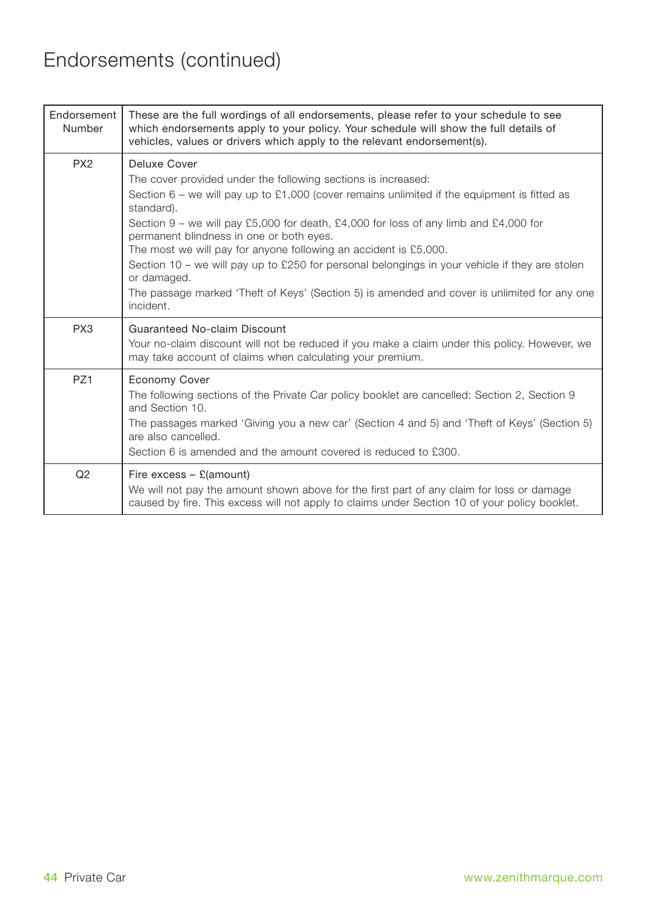# Endorsements (continued)

| Endorsement Number | These are the full wordings of all endorsements, please refer to your schedule to see which endorsements apply to your policy. Your schedule will show the full details of vehicles, values or drivers which apply to the relevant endorsement(s). |
|---|---|
| PX2 | Deluxe Cover<br>The cover provided under the following sections is increased:<br>Section 6 – we will pay up to £1,000 (cover remains unlimited if the equipment is fitted as standard).<br>Section 9 – we will pay £5,000 for death, £4,000 for loss of any limb and £4,000 for permanent blindness in one or both eyes.<br>The most we will pay for anyone following an accident is £5,000.<br>Section 10 – we will pay up to £250 for personal belongings in your vehicle if they are stolen or damaged.<br>The passage marked 'Theft of Keys' (Section 5) is amended and cover is unlimited for any one incident. |
| PX3 | Guaranteed No-claim Discount<br>Your no-claim discount will not be reduced if you make a claim under this policy. However, we may take account of claims when calculating your premium. |
| PZ1 | Economy Cover<br>The following sections of the Private Car policy booklet are cancelled: Section 2, Section 9 and Section 10.<br>The passages marked 'Giving you a new car' (Section 4 and 5) and 'Theft of Keys' (Section 5) are also cancelled.<br>Section 6 is amended and the amount covered is reduced to £300. |
| Q2 | Fire excess – £(amount)<br>We will not pay the amount shown above for the first part of any claim for loss or damage caused by fire. This excess will not apply to claims under Section 10 of your policy booklet. |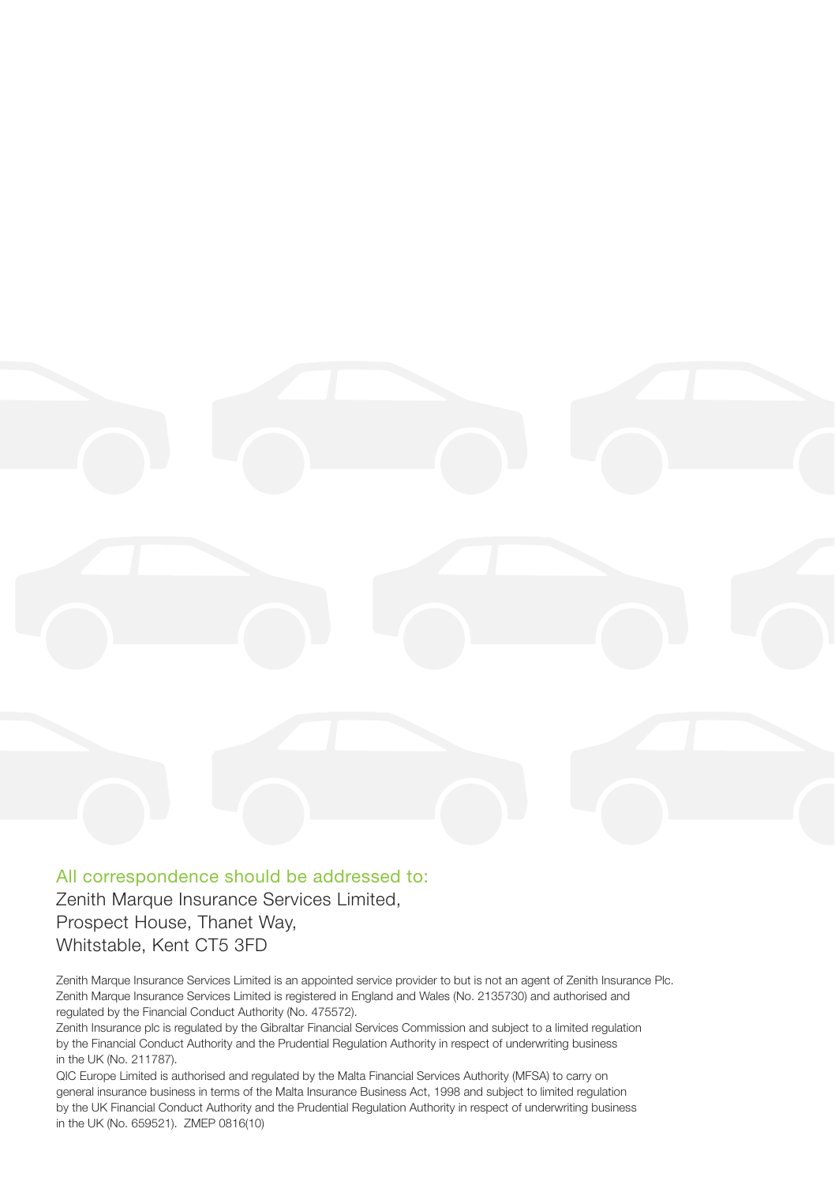All correspondence should be addressed to:

Zenith Marque Insurance Services Limited,
Prospect House, Thanet Way,
Whitstable, Kent CT5 3FD

Zenith Marque Insurance Services Limited is an appointed service provider to but is not an agent of Zenith Insurance Plc. Zenith Marque Insurance Services Limited is registered in England and Wales (No. 2135730) and authorised and regulated by the Financial Conduct Authority (No. 475572).

Zenith Insurance plc is regulated by the Gibraltar Financial Services Commission and subject to a limited regulation by the Financial Conduct Authority and the Prudential Regulation Authority in respect of underwriting business in the UK (No. 211787).

QIC Europe Limited is authorised and regulated by the Malta Financial Services Authority (MFSA) to carry on general insurance business in terms of the Malta Insurance Business Act, 1998 and subject to limited regulation by the UK Financial Conduct Authority and the Prudential Regulation Authority in respect of underwriting business in the UK (No. 659521). ZMEP 0816(10)